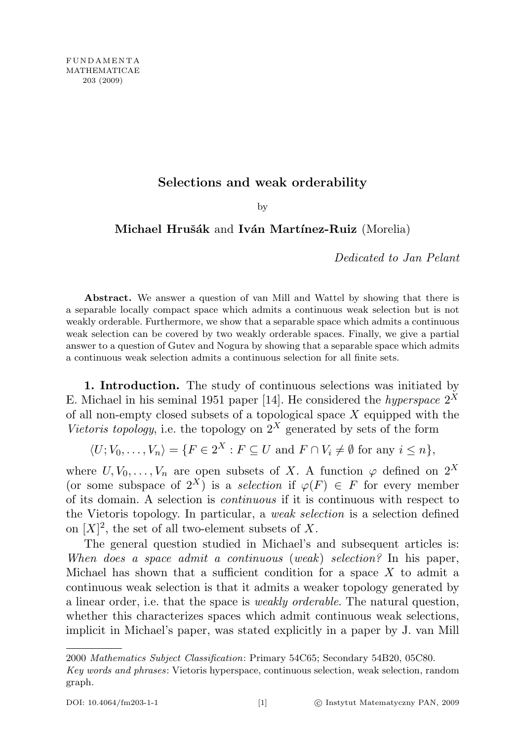# Selections and weak orderability

by

**Michael Hrušák** and **Iván Martínez-Ruiz** (Morelia)

*Dedicated to Jan Pelant*

**Abstract.** We answer a question of van Mill and Wattel by showing that there is a separable locally compact space which admits a continuous weak selection but is not weakly orderable. Furthermore, we show that a separable space which admits a continuous weak selection can be covered by two weakly orderable spaces. Finally, we give a partial answer to a question of Gutev and Nogura by showing that a separable space which admits a continuous weak selection admits a continuous selection for all finite sets.

**1. Introduction.** The study of continuous selections was initiated by E. Michael in his seminal 1951 paper [14]. He considered the *hyperspace* $2^X$ of all non-empty closed subsets of a topological space $X$ equipped with the *Vietoris topology*, i.e. the topology on $2^X$ generated by sets of the form

$$\langle U; V_0, \ldots, V_n \rangle = \{F \in 2^X : F \subseteq U \text{ and } F \cap V_i \neq \emptyset \text{ for any } i \leq n\},$$

where $U, V_0, \ldots, V_n$ are open subsets of $X$. A function $\varphi$ defined on $2^X$ (or some subspace of $2^X$) is a *selection* if $\varphi(F) \in F$ for every member of its domain. A selection is *continuous* if it is continuous with respect to the Vietoris topology. In particular, a *weak selection* is a selection defined on $[X]^2$, the set of all two-element subsets of $X$.

The general question studied in Michael's and subsequent articles is: *When does a space admit a continuous* (*weak*) *selection?* In his paper, Michael has shown that a sufficient condition for a space $X$ to admit a continuous weak selection is that it admits a weaker topology generated by a linear order, i.e. that the space is *weakly orderable*. The natural question, whether this characterizes spaces which admit continuous weak selections, implicit in Michael's paper, was stated explicitly in a paper by J. van Mill

---

2000 *Mathematics Subject Classification*: Primary 54C65; Secondary 54B20, 05C80.

*Key words and phrases*: Vietoris hyperspace, continuous selection, weak selection, random graph.

DOI: 10.4064/fm203-1-1 © Instytut Matematyczny PAN, 2009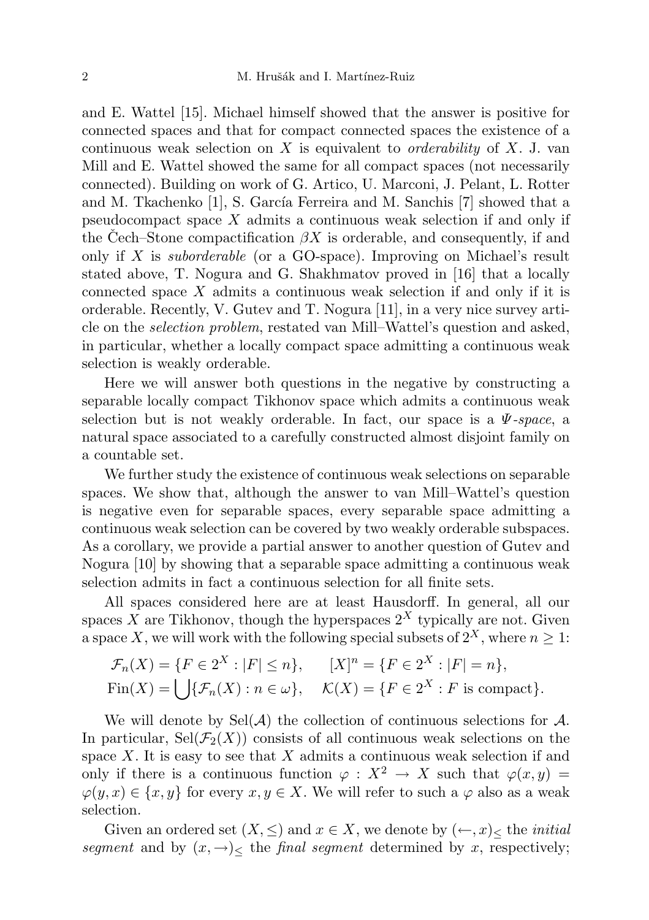and E. Wattel [15]. Michael himself showed that the answer is positive for connected spaces and that for compact connected spaces the existence of a continuous weak selection on $X$ is equivalent to *orderability* of $X$. J. van Mill and E. Wattel showed the same for all compact spaces (not necessarily connected). Building on work of G. Artico, U. Marconi, J. Pelant, L. Rotter and M. Tkachenko [1], S. García Ferreira and M. Sanchis [7] showed that a pseudocompact space $X$ admits a continuous weak selection if and only if the Čech–Stone compactification $\beta X$ is orderable, and consequently, if and only if $X$ is *suborderable* (or a GO-space). Improving on Michael's result stated above, T. Nogura and G. Shakhmatov proved in [16] that a locally connected space $X$ admits a continuous weak selection if and only if it is orderable. Recently, V. Gutev and T. Nogura [11], in a very nice survey article on the *selection problem*, restated van Mill–Wattel's question and asked, in particular, whether a locally compact space admitting a continuous weak selection is weakly orderable.

Here we will answer both questions in the negative by constructing a separable locally compact Tikhonov space which admits a continuous weak selection but is not weakly orderable. In fact, our space is a *$\Psi$-space*, a natural space associated to a carefully constructed almost disjoint family on a countable set.

We further study the existence of continuous weak selections on separable spaces. We show that, although the answer to van Mill–Wattel's question is negative even for separable spaces, every separable space admitting a continuous weak selection can be covered by two weakly orderable subspaces. As a corollary, we provide a partial answer to another question of Gutev and Nogura [10] by showing that a separable space admitting a continuous weak selection admits in fact a continuous selection for all finite sets.

All spaces considered here are at least Hausdorff. In general, all our spaces $X$ are Tikhonov, though the hyperspaces $2^X$ typically are not. Given a space $X$, we will work with the following special subsets of $2^X$, where $n \geq 1$:

$$\mathcal{F}_n(X) = \{F \in 2^X : |F| \leq n\}, \qquad [X]^n = \{F \in 2^X : |F| = n\},$$
$$\mathrm{Fin}(X) = \bigcup\{\mathcal{F}_n(X) : n \in \omega\}, \quad \mathcal{K}(X) = \{F \in 2^X : F \text{ is compact}\}.$$

We will denote by $\mathrm{Sel}(\mathcal{A})$ the collection of continuous selections for $\mathcal{A}$. In particular, $\mathrm{Sel}(\mathcal{F}_2(X))$ consists of all continuous weak selections on the space $X$. It is easy to see that $X$ admits a continuous weak selection if and only if there is a continuous function $\varphi : X^2 \to X$ such that $\varphi(x, y) = \varphi(y, x) \in \{x, y\}$ for every $x, y \in X$. We will refer to such a $\varphi$ also as a weak selection.

Given an ordered set $(X, \leq)$ and $x \in X$, we denote by $(\leftarrow, x)_{\leq}$ the *initial segment* and by $(x, \rightarrow)_{\leq}$ the *final segment* determined by $x$, respectively;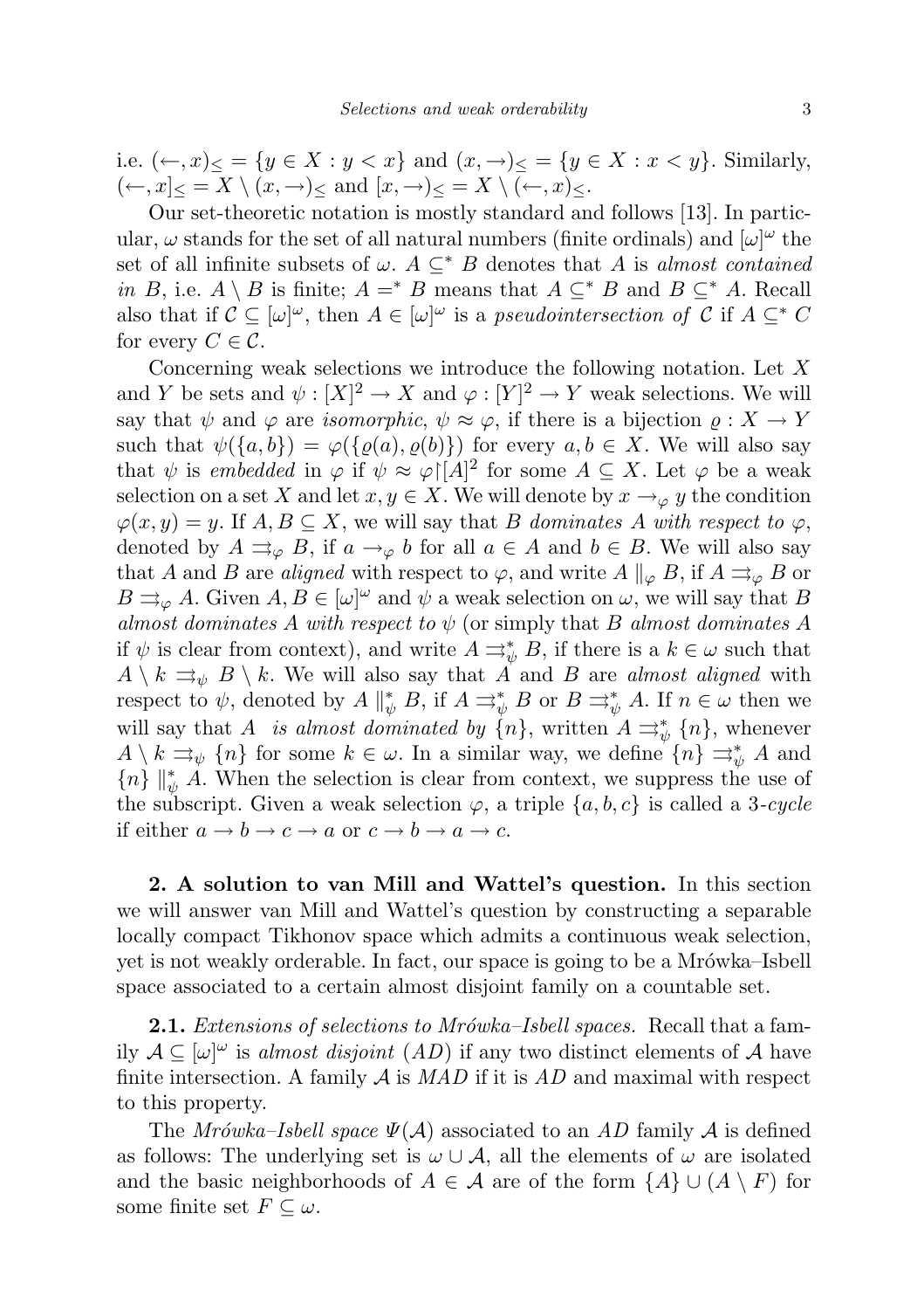i.e. $(\leftarrow, x)_\leq = \{y \in X : y < x\}$ and $(x, \rightarrow)_\leq = \{y \in X : x < y\}$. Similarly, $(\leftarrow, x]_\leq = X \setminus (x, \rightarrow)_\leq$ and $[x, \rightarrow)_\leq = X \setminus (\leftarrow, x)_\leq$.

Our set-theoretic notation is mostly standard and follows [13]. In particular, $\omega$ stands for the set of all natural numbers (finite ordinals) and $[\omega]^\omega$ the set of all infinite subsets of $\omega$. $A \subseteq^* B$ denotes that $A$ is *almost contained in* $B$, i.e. $A \setminus B$ is finite; $A =^* B$ means that $A \subseteq^* B$ and $B \subseteq^* A$. Recall also that if $\mathcal{C} \subseteq [\omega]^\omega$, then $A \in [\omega]^\omega$ is a *pseudointersection of* $\mathcal{C}$ if $A \subseteq^* C$ for every $C \in \mathcal{C}$.

Concerning weak selections we introduce the following notation. Let $X$ and $Y$ be sets and $\psi : [X]^2 \to X$ and $\varphi : [Y]^2 \to Y$ weak selections. We will say that $\psi$ and $\varphi$ are *isomorphic*, $\psi \approx \varphi$, if there is a bijection $\varrho : X \to Y$ such that $\psi(\{a, b\}) = \varphi(\{\varrho(a), \varrho(b)\})$ for every $a, b \in X$. We will also say that $\psi$ is *embedded* in $\varphi$ if $\psi \approx \varphi{\restriction}[A]^2$ for some $A \subseteq X$. Let $\varphi$ be a weak selection on a set $X$ and let $x, y \in X$. We will denote by $x \to_\varphi y$ the condition $\varphi(x, y) = y$. If $A, B \subseteq X$, we will say that $B$ *dominates* $A$ *with respect to* $\varphi$, denoted by $A \rightrightarrows_\varphi B$, if $a \to_\varphi b$ for all $a \in A$ and $b \in B$. We will also say that $A$ and $B$ are *aligned* with respect to $\varphi$, and write $A \parallel_\varphi B$, if $A \rightrightarrows_\varphi B$ or $B \rightrightarrows_\varphi A$. Given $A, B \in [\omega]^\omega$ and $\psi$ a weak selection on $\omega$, we will say that $B$ *almost dominates* $A$ *with respect to* $\psi$ (or simply that $B$ *almost dominates* $A$ if $\psi$ is clear from context), and write $A \rightrightarrows^*_\psi B$, if there is a $k \in \omega$ such that $A \setminus k \rightrightarrows_\psi B \setminus k$. We will also say that $A$ and $B$ are *almost aligned* with respect to $\psi$, denoted by $A \parallel^*_\psi B$, if $A \rightrightarrows^*_\psi B$ or $B \rightrightarrows^*_\psi A$. If $n \in \omega$ then we will say that $A$ *is almost dominated by* $\{n\}$, written $A \rightrightarrows^*_\psi \{n\}$, whenever $A \setminus k \rightrightarrows_\psi \{n\}$ for some $k \in \omega$. In a similar way, we define $\{n\} \rightrightarrows^*_\psi A$ and $\{n\} \parallel^*_\psi A$. When the selection is clear from context, we suppress the use of the subscript. Given a weak selection $\varphi$, a triple $\{a, b, c\}$ is called a 3-*cycle* if either $a \to b \to c \to a$ or $c \to b \to a \to c$.

## 2. A solution to van Mill and Wattel's question.

In this section we will answer van Mill and Wattel's question by constructing a separable locally compact Tikhonov space which admits a continuous weak selection, yet is not weakly orderable. In fact, our space is going to be a Mrówka–Isbell space associated to a certain almost disjoint family on a countable set.

**2.1.** *Extensions of selections to Mrówka–Isbell spaces.* Recall that a family $\mathcal{A} \subseteq [\omega]^\omega$ is *almost disjoint* (*AD*) if any two distinct elements of $\mathcal{A}$ have finite intersection. A family $\mathcal{A}$ is *MAD* if it is *AD* and maximal with respect to this property.

The *Mrówka–Isbell space* $\Psi(\mathcal{A})$ associated to an *AD* family $\mathcal{A}$ is defined as follows: The underlying set is $\omega \cup \mathcal{A}$, all the elements of $\omega$ are isolated and the basic neighborhoods of $A \in \mathcal{A}$ are of the form $\{A\} \cup (A \setminus F)$ for some finite set $F \subseteq \omega$.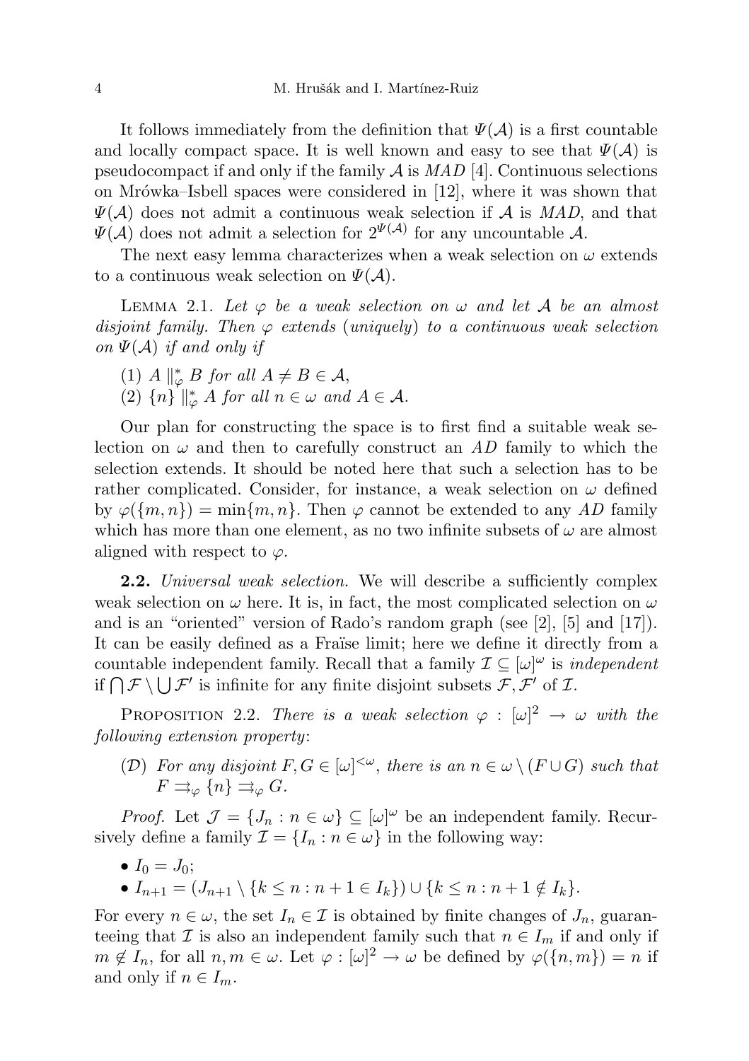It follows immediately from the definition that $\Psi(\mathcal{A})$ is a first countable and locally compact space. It is well known and easy to see that $\Psi(\mathcal{A})$ is pseudocompact if and only if the family $\mathcal{A}$ is *MAD* [4]. Continuous selections on Mrówka–Isbell spaces were considered in [12], where it was shown that $\Psi(\mathcal{A})$ does not admit a continuous weak selection if $\mathcal{A}$ is *MAD*, and that $\Psi(\mathcal{A})$ does not admit a selection for $2^{\Psi(\mathcal{A})}$ for any uncountable $\mathcal{A}$.

The next easy lemma characterizes when a weak selection on $\omega$ extends to a continuous weak selection on $\Psi(\mathcal{A})$.

Lemma 2.1. *Let $\varphi$ be a weak selection on $\omega$ and let $\mathcal{A}$ be an almost disjoint family. Then $\varphi$ extends* (*uniquely*) *to a continuous weak selection on $\Psi(\mathcal{A})$ if and only if*

(1) $A \parallel^*_\varphi B$ *for all* $A \neq B \in \mathcal{A}$,
(2) $\{n\} \parallel^*_\varphi A$ *for all* $n \in \omega$ *and* $A \in \mathcal{A}$.

Our plan for constructing the space is to first find a suitable weak selection on $\omega$ and then to carefully construct an *AD* family to which the selection extends. It should be noted here that such a selection has to be rather complicated. Consider, for instance, a weak selection on $\omega$ defined by $\varphi(\{m,n\}) = \min\{m,n\}$. Then $\varphi$ cannot be extended to any *AD* family which has more than one element, as no two infinite subsets of $\omega$ are almost aligned with respect to $\varphi$.

**2.2.** *Universal weak selection.* We will describe a sufficiently complex weak selection on $\omega$ here. It is, in fact, the most complicated selection on $\omega$ and is an "oriented" version of Rado's random graph (see [2], [5] and [17]). It can be easily defined as a Fraïse limit; here we define it directly from a countable independent family. Recall that a family $\mathcal{I} \subseteq [\omega]^\omega$ is *independent* if $\bigcap \mathcal{F} \setminus \bigcup \mathcal{F}'$ is infinite for any finite disjoint subsets $\mathcal{F}, \mathcal{F}'$ of $\mathcal{I}$.

Proposition 2.2. *There is a weak selection $\varphi : [\omega]^2 \to \omega$ with the following extension property*:

($\mathcal{D}$) *For any disjoint $F, G \in [\omega]^{<\omega}$, there is an $n \in \omega \setminus (F \cup G)$ such that $F \rightrightarrows_\varphi \{n\} \rightrightarrows_\varphi G$.*

*Proof.* Let $\mathcal{J} = \{J_n : n \in \omega\} \subseteq [\omega]^\omega$ be an independent family. Recursively define a family $\mathcal{I} = \{I_n : n \in \omega\}$ in the following way:

- $I_0 = J_0$;
- $I_{n+1} = (J_{n+1} \setminus \{k \le n : n+1 \in I_k\}) \cup \{k \le n : n+1 \notin I_k\}$.

For every $n \in \omega$, the set $I_n \in \mathcal{I}$ is obtained by finite changes of $J_n$, guaranteeing that $\mathcal{I}$ is also an independent family such that $n \in I_m$ if and only if $m \notin I_n$, for all $n, m \in \omega$. Let $\varphi : [\omega]^2 \to \omega$ be defined by $\varphi(\{n,m\}) = n$ if and only if $n \in I_m$.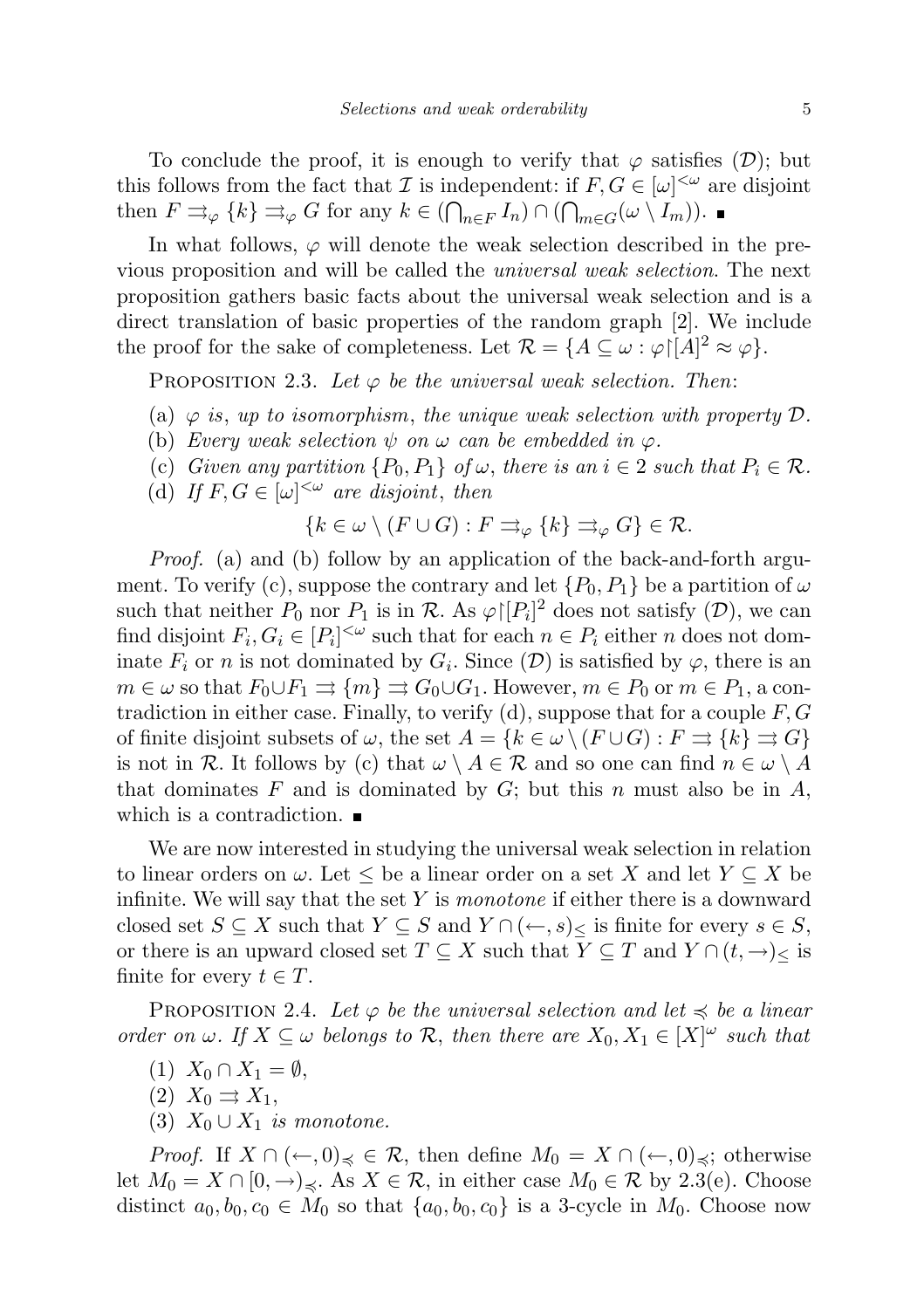To conclude the proof, it is enough to verify that $\varphi$ satisfies $(\mathcal{D})$; but this follows from the fact that $\mathcal{I}$ is independent: if $F, G \in [\omega]^{<\omega}$ are disjoint then $F \rightrightarrows_\varphi \{k\} \rightrightarrows_\varphi G$ for any $k \in (\bigcap_{n\in F} I_n) \cap (\bigcap_{m \in G}(\omega \setminus I_m))$. ■

In what follows, $\varphi$ will denote the weak selection described in the previous proposition and will be called the *universal weak selection*. The next proposition gathers basic facts about the universal weak selection and is a direct translation of basic properties of the random graph [2]. We include the proof for the sake of completeness. Let $\mathcal{R} = \{A \subseteq \omega : \varphi{\restriction}[A]^2 \approx \varphi\}$.

PROPOSITION 2.3. *Let $\varphi$ be the universal weak selection. Then*:

(a) *$\varphi$ is, up to isomorphism, the unique weak selection with property $\mathcal{D}$.*
(b) *Every weak selection $\psi$ on $\omega$ can be embedded in $\varphi$.*
(c) *Given any partition $\{P_0, P_1\}$ of $\omega$, there is an $i \in 2$ such that $P_i \in \mathcal{R}$.*
(d) *If $F, G \in [\omega]^{<\omega}$ are disjoint, then*

$$\{k \in \omega \setminus (F \cup G) : F \rightrightarrows_\varphi \{k\} \rightrightarrows_\varphi G\} \in \mathcal{R}.$$

*Proof.* (a) and (b) follow by an application of the back-and-forth argument. To verify (c), suppose the contrary and let $\{P_0, P_1\}$ be a partition of $\omega$ such that neither $P_0$ nor $P_1$ is in $\mathcal{R}$. As $\varphi{\restriction}[P_i]^2$ does not satisfy $(\mathcal{D})$, we can find disjoint $F_i, G_i \in [P_i]^{<\omega}$ such that for each $n \in P_i$ either $n$ does not dominate $F_i$ or $n$ is not dominated by $G_i$. Since $(\mathcal{D})$ is satisfied by $\varphi$, there is an $m \in \omega$ so that $F_0 \cup F_1 \rightrightarrows \{m\} \rightrightarrows G_0 \cup G_1$. However, $m \in P_0$ or $m \in P_1$, a contradiction in either case. Finally, to verify (d), suppose that for a couple $F, G$ of finite disjoint subsets of $\omega$, the set $A = \{k \in \omega \setminus (F \cup G) : F \rightrightarrows \{k\} \rightrightarrows G\}$ is not in $\mathcal{R}$. It follows by (c) that $\omega \setminus A \in \mathcal{R}$ and so one can find $n \in \omega \setminus A$ that dominates $F$ and is dominated by $G$; but this $n$ must also be in $A$, which is a contradiction. ■

We are now interested in studying the universal weak selection in relation to linear orders on $\omega$. Let $\leq$ be a linear order on a set $X$ and let $Y \subseteq X$ be infinite. We will say that the set $Y$ is *monotone* if either there is a downward closed set $S \subseteq X$ such that $Y \subseteq S$ and $Y \cap (\leftarrow, s)_\leq$ is finite for every $s \in S$, or there is an upward closed set $T \subseteq X$ such that $Y \subseteq T$ and $Y \cap (t, \rightarrow)_\leq$ is finite for every $t \in T$.

PROPOSITION 2.4. *Let $\varphi$ be the universal selection and let $\preccurlyeq$ be a linear order on $\omega$. If $X \subseteq \omega$ belongs to $\mathcal{R}$, then there are $X_0, X_1 \in [X]^\omega$ such that*

(1) *$X_0 \cap X_1 = \emptyset$,*
(2) *$X_0 \rightrightarrows X_1$,*
(3) *$X_0 \cup X_1$ is monotone.*

*Proof.* If $X \cap (\leftarrow, 0)_\preccurlyeq \in \mathcal{R}$, then define $M_0 = X \cap (\leftarrow, 0)_\preccurlyeq$; otherwise let $M_0 = X \cap [0, \rightarrow)_\preccurlyeq$. As $X \in \mathcal{R}$, in either case $M_0 \in \mathcal{R}$ by 2.3(e). Choose distinct $a_0, b_0, c_0 \in M_0$ so that $\{a_0, b_0, c_0\}$ is a 3-cycle in $M_0$. Choose now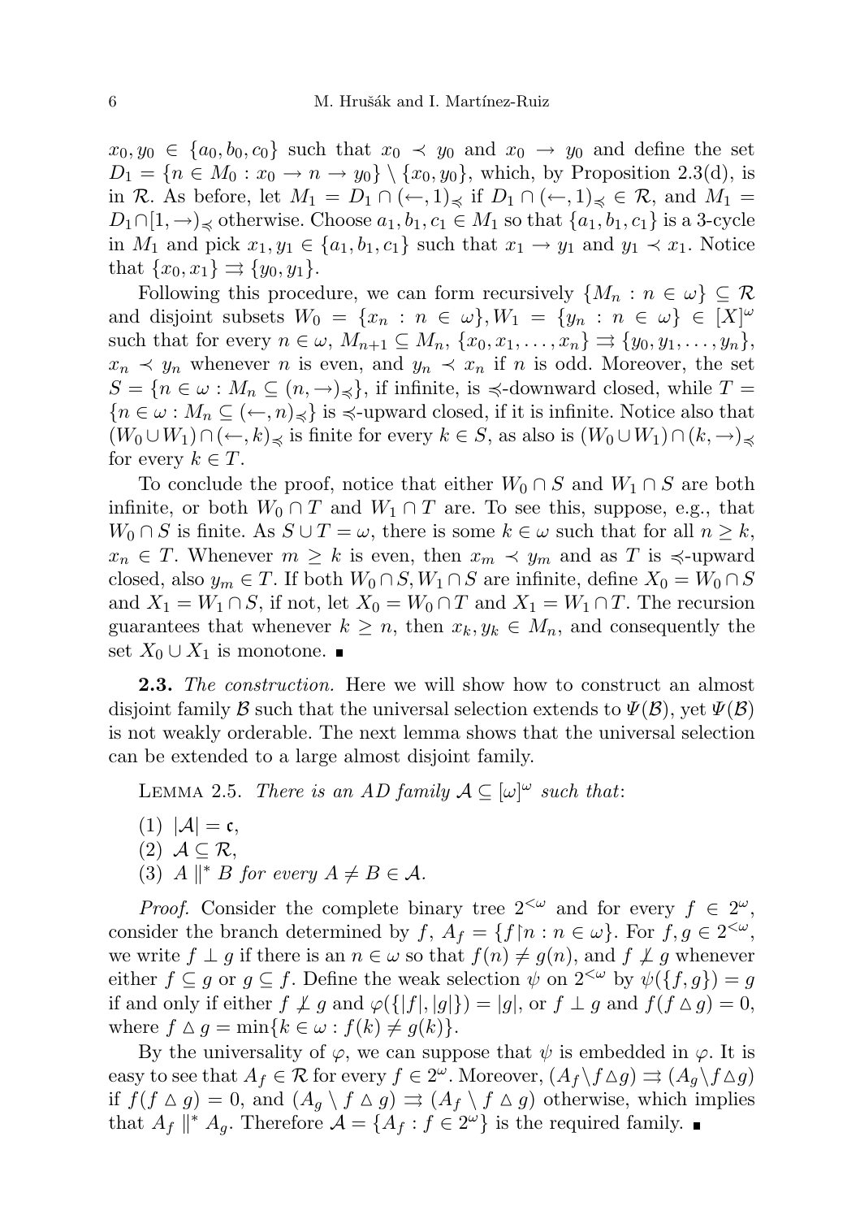$x_0, y_0 \in \{a_0, b_0, c_0\}$ such that $x_0 \prec y_0$ and $x_0 \to y_0$ and define the set $D_1 = \{n \in M_0 : x_0 \to n \to y_0\} \setminus \{x_0, y_0\}$, which, by Proposition 2.3(d), is in $\mathcal{R}$. As before, let $M_1 = D_1 \cap (\leftarrow, 1)_\preccurlyeq$ if $D_1 \cap (\leftarrow, 1)_\preccurlyeq \in \mathcal{R}$, and $M_1 = D_1 \cap [1, \to)_\preccurlyeq$ otherwise. Choose $a_1, b_1, c_1 \in M_1$ so that $\{a_1, b_1, c_1\}$ is a 3-cycle in $M_1$ and pick $x_1, y_1 \in \{a_1, b_1, c_1\}$ such that $x_1 \to y_1$ and $y_1 \prec x_1$. Notice that $\{x_0, x_1\} \rightrightarrows \{y_0, y_1\}$.

Following this procedure, we can form recursively $\{M_n : n \in \omega\} \subseteq \mathcal{R}$ and disjoint subsets $W_0 = \{x_n : n \in \omega\}, W_1 = \{y_n : n \in \omega\} \in [X]^\omega$ such that for every $n \in \omega$, $M_{n+1} \subseteq M_n$, $\{x_0, x_1, \ldots, x_n\} \rightrightarrows \{y_0, y_1, \ldots, y_n\}$, $x_n \prec y_n$ whenever $n$ is even, and $y_n \prec x_n$ if $n$ is odd. Moreover, the set $S = \{n \in \omega : M_n \subseteq (n, \to)_\preccurlyeq\}$, if infinite, is $\preccurlyeq$-downward closed, while $T = \{n \in \omega : M_n \subseteq (\leftarrow, n)_\preccurlyeq\}$ is $\preccurlyeq$-upward closed, if it is infinite. Notice also that $(W_0 \cup W_1) \cap (\leftarrow, k)_\preccurlyeq$ is finite for every $k \in S$, as also is $(W_0 \cup W_1) \cap (k, \to)_\preccurlyeq$ for every $k \in T$.

To conclude the proof, notice that either $W_0 \cap S$ and $W_1 \cap S$ are both infinite, or both $W_0 \cap T$ and $W_1 \cap T$ are. To see this, suppose, e.g., that $W_0 \cap S$ is finite. As $S \cup T = \omega$, there is some $k \in \omega$ such that for all $n \geq k$, $x_n \in T$. Whenever $m \geq k$ is even, then $x_m \prec y_m$ and as $T$ is $\preccurlyeq$-upward closed, also $y_m \in T$. If both $W_0 \cap S, W_1 \cap S$ are infinite, define $X_0 = W_0 \cap S$ and $X_1 = W_1 \cap S$, if not, let $X_0 = W_0 \cap T$ and $X_1 = W_1 \cap T$. The recursion guarantees that whenever $k \geq n$, then $x_k, y_k \in M_n$, and consequently the set $X_0 \cup X_1$ is monotone. ∎

**2.3.** *The construction.* Here we will show how to construct an almost disjoint family $\mathcal{B}$ such that the universal selection extends to $\Psi(\mathcal{B})$, yet $\Psi(\mathcal{B})$ is not weakly orderable. The next lemma shows that the universal selection can be extended to a large almost disjoint family.

Lemma 2.5. *There is an AD family $\mathcal{A} \subseteq [\omega]^\omega$ such that*:

1. $|\mathcal{A}| = \mathfrak{c}$,
2. $\mathcal{A} \subseteq \mathcal{R}$,
3. $A \parallel^* B$ *for every* $A \neq B \in \mathcal{A}$.

*Proof.* Consider the complete binary tree $2^{<\omega}$ and for every $f \in 2^\omega$, consider the branch determined by $f$, $A_f = \{f{\restriction}n : n \in \omega\}$. For $f, g \in 2^{<\omega}$, we write $f \perp g$ if there is an $n \in \omega$ so that $f(n) \neq g(n)$, and $f \not\perp g$ whenever either $f \subseteq g$ or $g \subseteq f$. Define the weak selection $\psi$ on $2^{<\omega}$ by $\psi(\{f, g\}) = g$ if and only if either $f \not\perp g$ and $\varphi(\{|f|, |g|\}) = |g|$, or $f \perp g$ and $f(f \vartriangle g) = 0$, where $f \vartriangle g = \min\{k \in \omega : f(k) \neq g(k)\}$.

By the universality of $\varphi$, we can suppose that $\psi$ is embedded in $\varphi$. It is easy to see that $A_f \in \mathcal{R}$ for every $f \in 2^\omega$. Moreover, $(A_f \setminus f \vartriangle g) \rightrightarrows (A_g \setminus f \vartriangle g)$ if $f(f \vartriangle g) = 0$, and $(A_g \setminus f \vartriangle g) \rightrightarrows (A_f \setminus f \vartriangle g)$ otherwise, which implies that $A_f \parallel^* A_g$. Therefore $\mathcal{A} = \{A_f : f \in 2^\omega\}$ is the required family. ∎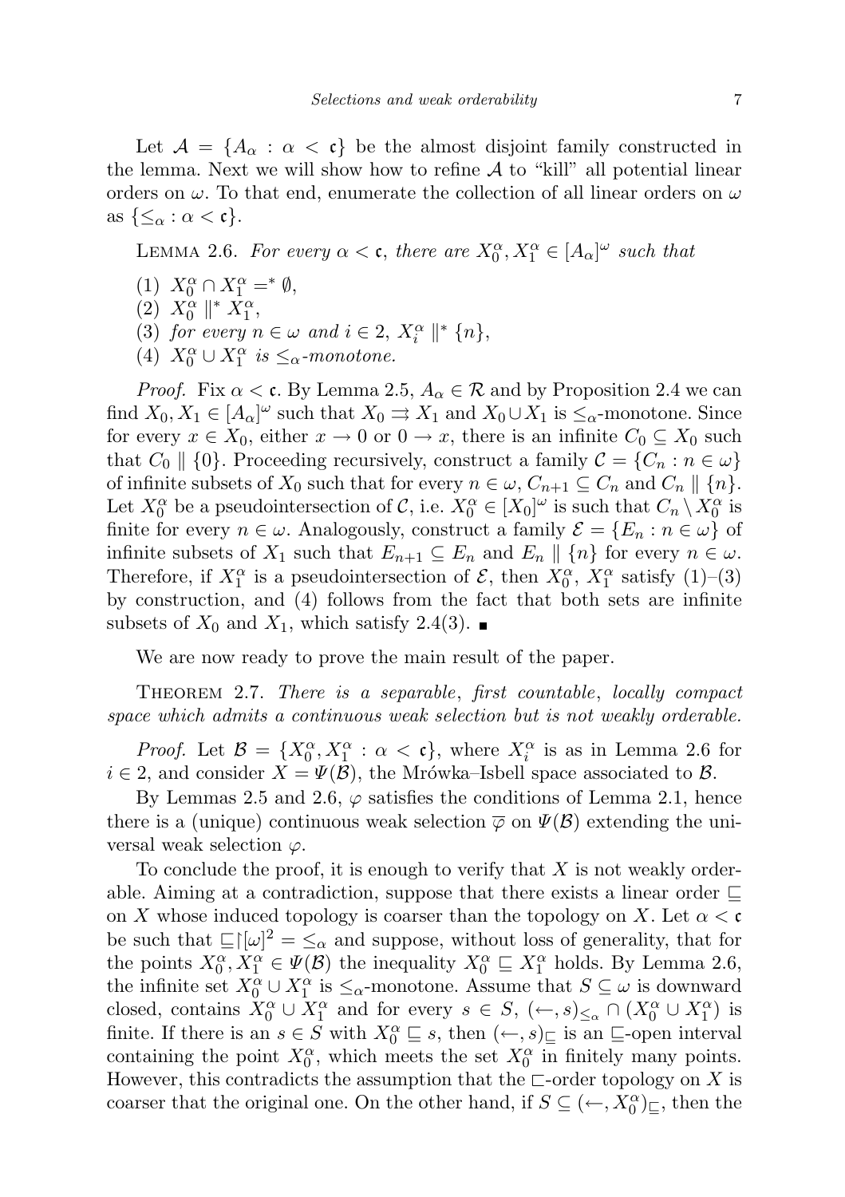Let $\mathcal{A} = \{A_\alpha : \alpha < \mathfrak{c}\}$ be the almost disjoint family constructed in the lemma. Next we will show how to refine $\mathcal{A}$ to "kill" all potential linear orders on $\omega$. To that end, enumerate the collection of all linear orders on $\omega$ as $\{\leq_\alpha : \alpha < \mathfrak{c}\}$.

Lemma 2.6. *For every $\alpha < \mathfrak{c}$, there are $X_0^\alpha, X_1^\alpha \in [A_\alpha]^\omega$ such that*

1. $X_0^\alpha \cap X_1^\alpha =^* \emptyset$,
2. $X_0^\alpha \parallel^* X_1^\alpha$,
3. *for every $n \in \omega$ and $i \in 2$, $X_i^\alpha \parallel^* \{n\}$,*
4. *$X_0^\alpha \cup X_1^\alpha$ is $\leq_\alpha$-monotone.*

*Proof.* Fix $\alpha < \mathfrak{c}$. By Lemma 2.5, $A_\alpha \in \mathcal{R}$ and by Proposition 2.4 we can find $X_0, X_1 \in [A_\alpha]^\omega$ such that $X_0 \rightrightarrows X_1$ and $X_0 \cup X_1$ is $\leq_\alpha$-monotone. Since for every $x \in X_0$, either $x \to 0$ or $0 \to x$, there is an infinite $C_0 \subseteq X_0$ such that $C_0 \parallel \{0\}$. Proceeding recursively, construct a family $\mathcal{C} = \{C_n : n \in \omega\}$ of infinite subsets of $X_0$ such that for every $n \in \omega$, $C_{n+1} \subseteq C_n$ and $C_n \parallel \{n\}$. Let $X_0^\alpha$ be a pseudointersection of $\mathcal{C}$, i.e. $X_0^\alpha \in [X_0]^\omega$ is such that $C_n \setminus X_0^\alpha$ is finite for every $n \in \omega$. Analogously, construct a family $\mathcal{E} = \{E_n : n \in \omega\}$ of infinite subsets of $X_1$ such that $E_{n+1} \subseteq E_n$ and $E_n \parallel \{n\}$ for every $n \in \omega$. Therefore, if $X_1^\alpha$ is a pseudointersection of $\mathcal{E}$, then $X_0^\alpha$, $X_1^\alpha$ satisfy (1)–(3) by construction, and (4) follows from the fact that both sets are infinite subsets of $X_0$ and $X_1$, which satisfy 2.4(3). ∎

We are now ready to prove the main result of the paper.

Theorem 2.7. *There is a separable, first countable, locally compact space which admits a continuous weak selection but is not weakly orderable.*

*Proof.* Let $\mathcal{B} = \{X_0^\alpha, X_1^\alpha : \alpha < \mathfrak{c}\}$, where $X_i^\alpha$ is as in Lemma 2.6 for $i \in 2$, and consider $X = \Psi(\mathcal{B})$, the Mrówka–Isbell space associated to $\mathcal{B}$.

By Lemmas 2.5 and 2.6, $\varphi$ satisfies the conditions of Lemma 2.1, hence there is a (unique) continuous weak selection $\overline{\varphi}$ on $\Psi(\mathcal{B})$ extending the universal weak selection $\varphi$.

To conclude the proof, it is enough to verify that $X$ is not weakly orderable. Aiming at a contradiction, suppose that there exists a linear order $\sqsubseteq$ on $X$ whose induced topology is coarser than the topology on $X$. Let $\alpha < \mathfrak{c}$ be such that $\sqsubseteq\restriction[\omega]^2 = \leq_\alpha$ and suppose, without loss of generality, that for the points $X_0^\alpha, X_1^\alpha \in \Psi(\mathcal{B})$ the inequality $X_0^\alpha \sqsubseteq X_1^\alpha$ holds. By Lemma 2.6, the infinite set $X_0^\alpha \cup X_1^\alpha$ is $\leq_\alpha$-monotone. Assume that $S \subseteq \omega$ is downward closed, contains $X_0^\alpha \cup X_1^\alpha$ and for every $s \in S$, $(\leftarrow, s)_{\leq_\alpha} \cap (X_0^\alpha \cup X_1^\alpha)$ is finite. If there is an $s \in S$ with $X_0^\alpha \sqsubseteq s$, then $(\leftarrow, s)_\sqsubseteq$ is an $\sqsubseteq$-open interval containing the point $X_0^\alpha$, which meets the set $X_0^\alpha$ in finitely many points. However, this contradicts the assumption that the $\sqsubset$-order topology on $X$ is coarser that the original one. On the other hand, if $S \subseteq (\leftarrow, X_0^\alpha)_\sqsubseteq$, then the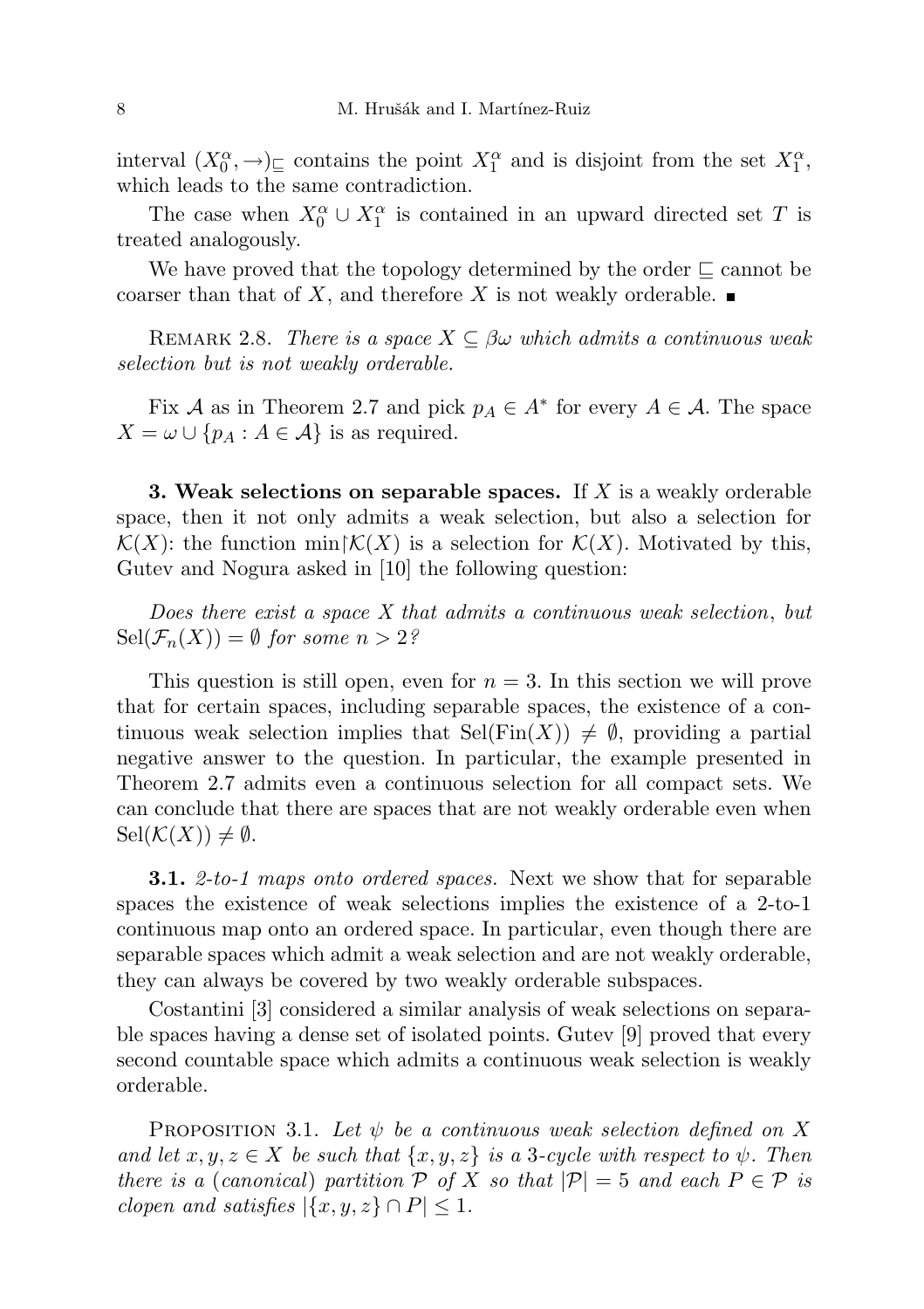interval $(X_0^\alpha, \rightarrow)_\sqsubseteq$ contains the point $X_1^\alpha$ and is disjoint from the set $X_1^\alpha$, which leads to the same contradiction.

The case when $X_0^\alpha \cup X_1^\alpha$ is contained in an upward directed set $T$ is treated analogously.

We have proved that the topology determined by the order $\sqsubseteq$ cannot be coarser than that of $X$, and therefore $X$ is not weakly orderable. ■

Remark 2.8. *There is a space $X \subseteq \beta\omega$ which admits a continuous weak selection but is not weakly orderable.*

Fix $\mathcal{A}$ as in Theorem 2.7 and pick $p_A \in A^*$ for every $A \in \mathcal{A}$. The space $X = \omega \cup \{p_A : A \in \mathcal{A}\}$ is as required.

**3. Weak selections on separable spaces.** If $X$ is a weakly orderable space, then it not only admits a weak selection, but also a selection for $\mathcal{K}(X)$: the function $\min\restriction\mathcal{K}(X)$ is a selection for $\mathcal{K}(X)$. Motivated by this, Gutev and Nogura asked in [10] the following question:

*Does there exist a space $X$ that admits a continuous weak selection, but $\mathrm{Sel}(\mathcal{F}_n(X)) = \emptyset$ for some $n > 2$?*

This question is still open, even for $n = 3$. In this section we will prove that for certain spaces, including separable spaces, the existence of a continuous weak selection implies that $\mathrm{Sel}(\mathrm{Fin}(X)) \neq \emptyset$, providing a partial negative answer to the question. In particular, the example presented in Theorem 2.7 admits even a continuous selection for all compact sets. We can conclude that there are spaces that are not weakly orderable even when $\mathrm{Sel}(\mathcal{K}(X)) \neq \emptyset$.

**3.1.** *2-to-1 maps onto ordered spaces.* Next we show that for separable spaces the existence of weak selections implies the existence of a 2-to-1 continuous map onto an ordered space. In particular, even though there are separable spaces which admit a weak selection and are not weakly orderable, they can always be covered by two weakly orderable subspaces.

Costantini [3] considered a similar analysis of weak selections on separable spaces having a dense set of isolated points. Gutev [9] proved that every second countable space which admits a continuous weak selection is weakly orderable.

Proposition 3.1. *Let $\psi$ be a continuous weak selection defined on $X$ and let $x, y, z \in X$ be such that $\{x, y, z\}$ is a 3-cycle with respect to $\psi$. Then there is a* (*canonical*) *partition $\mathcal{P}$ of $X$ so that $|\mathcal{P}| = 5$ and each $P \in \mathcal{P}$ is clopen and satisfies $|\{x, y, z\} \cap P| \leq 1$.*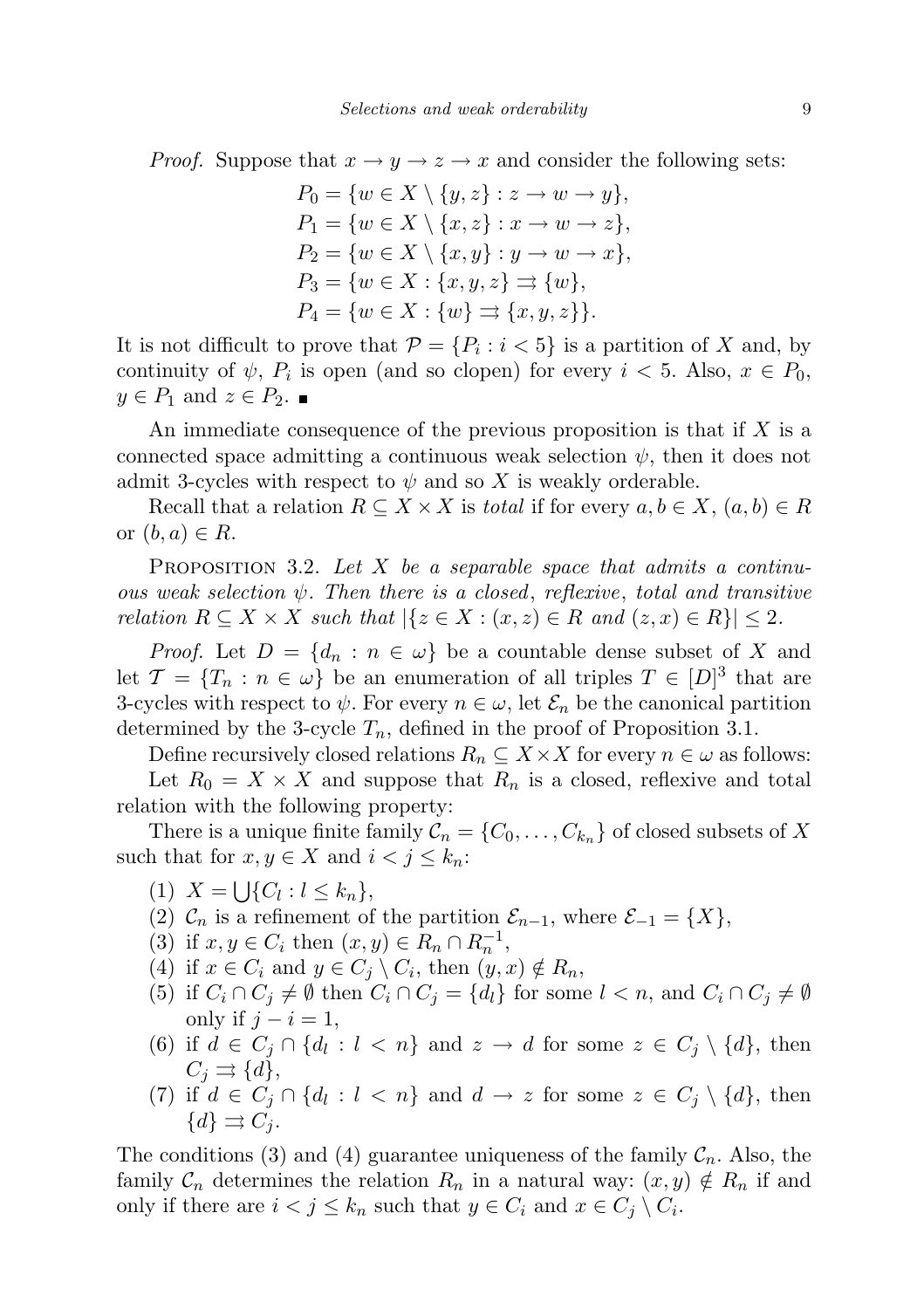*Proof.* Suppose that $x \to y \to z \to x$ and consider the following sets:

$$
\begin{aligned}
P_0 &= \{w \in X \setminus \{y, z\} : z \to w \to y\},\\
P_1 &= \{w \in X \setminus \{x, z\} : x \to w \to z\},\\
P_2 &= \{w \in X \setminus \{x, y\} : y \to w \to x\},\\
P_3 &= \{w \in X : \{x, y, z\} \rightrightarrows \{w\}\},\\
P_4 &= \{w \in X : \{w\} \rightrightarrows \{x, y, z\}\}.
\end{aligned}
$$

It is not difficult to prove that $\mathcal{P} = \{P_i : i < 5\}$ is a partition of $X$ and, by continuity of $\psi$, $P_i$ is open (and so clopen) for every $i < 5$. Also, $x \in P_0$, $y \in P_1$ and $z \in P_2$. ∎

An immediate consequence of the previous proposition is that if $X$ is a connected space admitting a continuous weak selection $\psi$, then it does not admit 3-cycles with respect to $\psi$ and so $X$ is weakly orderable.

Recall that a relation $R \subseteq X \times X$ is *total* if for every $a, b \in X$, $(a, b) \in R$ or $(b, a) \in R$.

Proposition 3.2. *Let $X$ be a separable space that admits a continuous weak selection $\psi$. Then there is a closed, reflexive, total and transitive relation $R \subseteq X \times X$ such that $|\{z \in X : (x, z) \in R \text{ and } (z, x) \in R\}| \le 2$.*

*Proof.* Let $D = \{d_n : n \in \omega\}$ be a countable dense subset of $X$ and let $\mathcal{T} = \{T_n : n \in \omega\}$ be an enumeration of all triples $T \in [D]^3$ that are 3-cycles with respect to $\psi$. For every $n \in \omega$, let $\mathcal{E}_n$ be the canonical partition determined by the 3-cycle $T_n$, defined in the proof of Proposition 3.1.

Define recursively closed relations $R_n \subseteq X \times X$ for every $n \in \omega$ as follows:

Let $R_0 = X \times X$ and suppose that $R_n$ is a closed, reflexive and total relation with the following property:

There is a unique finite family $\mathcal{C}_n = \{C_0, \dots, C_{k_n}\}$ of closed subsets of $X$ such that for $x, y \in X$ and $i < j \le k_n$:

1. $X = \bigcup\{C_l : l \le k_n\}$,
2. $\mathcal{C}_n$ is a refinement of the partition $\mathcal{E}_{n-1}$, where $\mathcal{E}_{-1} = \{X\}$,
3. if $x, y \in C_i$ then $(x, y) \in R_n \cap R_n^{-1}$,
4. if $x \in C_i$ and $y \in C_j \setminus C_i$, then $(y, x) \notin R_n$,
5. if $C_i \cap C_j \neq \emptyset$ then $C_i \cap C_j = \{d_l\}$ for some $l < n$, and $C_i \cap C_j \neq \emptyset$ only if $j - i = 1$,
6. if $d \in C_j \cap \{d_l : l < n\}$ and $z \to d$ for some $z \in C_j \setminus \{d\}$, then $C_j \rightrightarrows \{d\}$,
7. if $d \in C_j \cap \{d_l : l < n\}$ and $d \to z$ for some $z \in C_j \setminus \{d\}$, then $\{d\} \rightrightarrows C_j$.

The conditions (3) and (4) guarantee uniqueness of the family $\mathcal{C}_n$. Also, the family $\mathcal{C}_n$ determines the relation $R_n$ in a natural way: $(x, y) \notin R_n$ if and only if there are $i < j \le k_n$ such that $y \in C_i$ and $x \in C_j \setminus C_i$.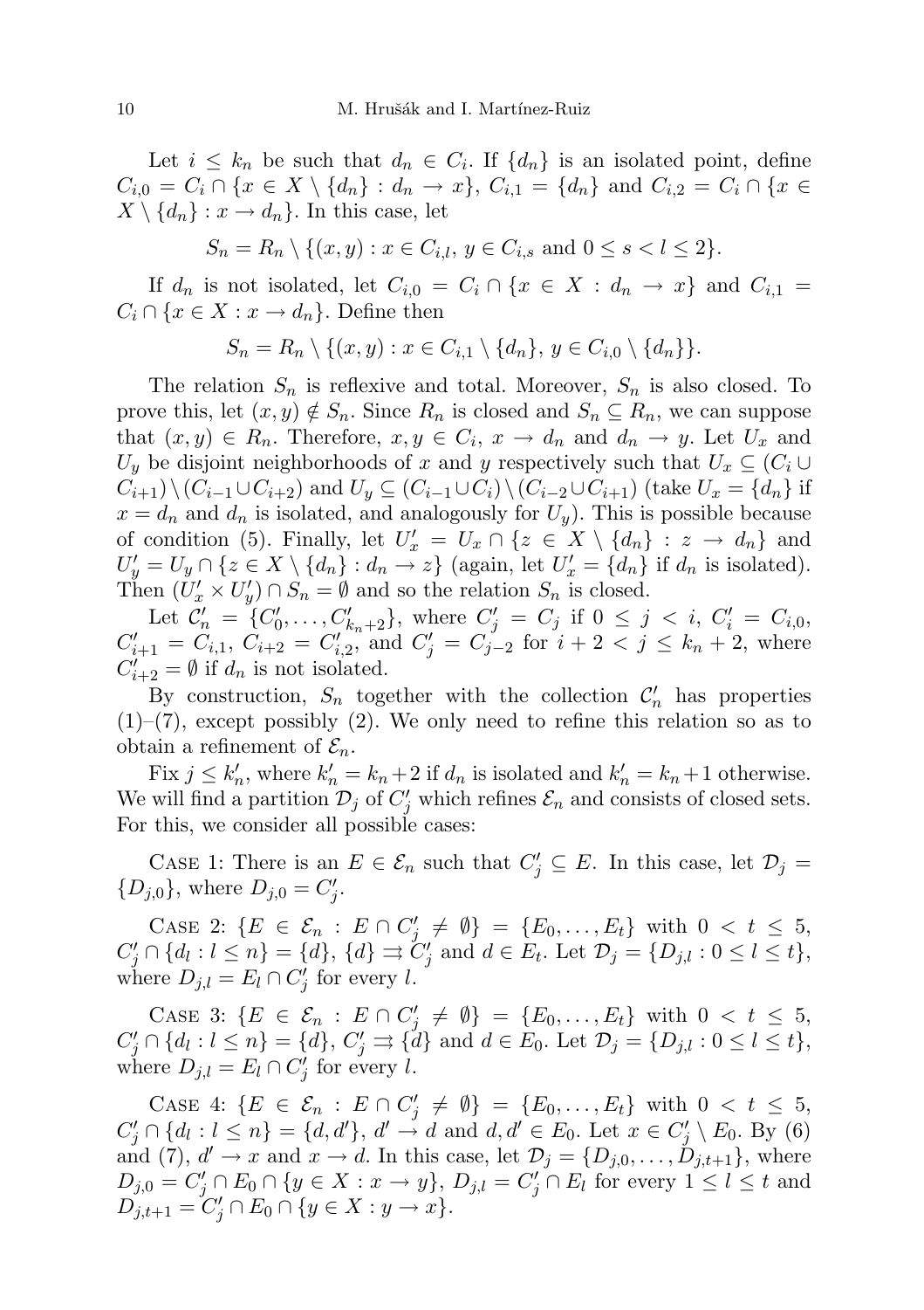Let $i \leq k_n$ be such that $d_n \in C_i$. If $\{d_n\}$ is an isolated point, define $C_{i,0} = C_i \cap \{x \in X \setminus \{d_n\} : d_n \to x\}$, $C_{i,1} = \{d_n\}$ and $C_{i,2} = C_i \cap \{x \in X \setminus \{d_n\} : x \to d_n\}$. In this case, let

$$S_n = R_n \setminus \{(x,y) : x \in C_{i,l},\ y \in C_{i,s} \text{ and } 0 \leq s < l \leq 2\}.$$

If $d_n$ is not isolated, let $C_{i,0} = C_i \cap \{x \in X : d_n \to x\}$ and $C_{i,1} = C_i \cap \{x \in X : x \to d_n\}$. Define then

$$S_n = R_n \setminus \{(x,y) : x \in C_{i,1} \setminus \{d_n\},\ y \in C_{i,0} \setminus \{d_n\}\}.$$

The relation $S_n$ is reflexive and total. Moreover, $S_n$ is also closed. To prove this, let $(x,y) \notin S_n$. Since $R_n$ is closed and $S_n \subseteq R_n$, we can suppose that $(x,y) \in R_n$. Therefore, $x, y \in C_i$, $x \to d_n$ and $d_n \to y$. Let $U_x$ and $U_y$ be disjoint neighborhoods of $x$ and $y$ respectively such that $U_x \subseteq (C_i \cup C_{i+1}) \setminus (C_{i-1} \cup C_{i+2})$ and $U_y \subseteq (C_{i-1} \cup C_i) \setminus (C_{i-2} \cup C_{i+1})$ (take $U_x = \{d_n\}$ if $x = d_n$ and $d_n$ is isolated, and analogously for $U_y$). This is possible because of condition (5). Finally, let $U'_x = U_x \cap \{z \in X \setminus \{d_n\} : z \to d_n\}$ and $U'_y = U_y \cap \{z \in X \setminus \{d_n\} : d_n \to z\}$ (again, let $U'_x = \{d_n\}$ if $d_n$ is isolated). Then $(U'_x \times U'_y) \cap S_n = \emptyset$ and so the relation $S_n$ is closed.

Let $\mathcal{C}'_n = \{C'_0, \ldots, C'_{k_n+2}\}$, where $C'_j = C_j$ if $0 \leq j < i$, $C'_i = C_{i,0}$, $C'_{i+1} = C_{i,1}$, $C_{i+2} = C'_{i,2}$, and $C'_j = C_{j-2}$ for $i+2 < j \leq k_n + 2$, where $C'_{i+2} = \emptyset$ if $d_n$ is not isolated.

By construction, $S_n$ together with the collection $\mathcal{C}'_n$ has properties (1)–(7), except possibly (2). We only need to refine this relation so as to obtain a refinement of $\mathcal{E}_n$.

Fix $j \leq k'_n$, where $k'_n = k_n + 2$ if $d_n$ is isolated and $k'_n = k_n + 1$ otherwise. We will find a partition $\mathcal{D}_j$ of $C'_j$ which refines $\mathcal{E}_n$ and consists of closed sets. For this, we consider all possible cases:

Case 1: There is an $E \in \mathcal{E}_n$ such that $C'_j \subseteq E$. In this case, let $\mathcal{D}_j = \{D_{j,0}\}$, where $D_{j,0} = C'_j$.

Case 2: $\{E \in \mathcal{E}_n : E \cap C'_j \neq \emptyset\} = \{E_0, \ldots, E_t\}$ with $0 < t \leq 5$, $C'_j \cap \{d_l : l \leq n\} = \{d\}$, $\{d\} \rightrightarrows C'_j$ and $d \in E_t$. Let $\mathcal{D}_j = \{D_{j,l} : 0 \leq l \leq t\}$, where $D_{j,l} = E_l \cap C'_j$ for every $l$.

Case 3: $\{E \in \mathcal{E}_n : E \cap C'_j \neq \emptyset\} = \{E_0, \ldots, E_t\}$ with $0 < t \leq 5$, $C'_j \cap \{d_l : l \leq n\} = \{d\}$, $C'_j \rightrightarrows \{d\}$ and $d \in E_0$. Let $\mathcal{D}_j = \{D_{j,l} : 0 \leq l \leq t\}$, where $D_{j,l} = E_l \cap C'_j$ for every $l$.

Case 4: $\{E \in \mathcal{E}_n : E \cap C'_j \neq \emptyset\} = \{E_0, \ldots, E_t\}$ with $0 < t \leq 5$, $C'_j \cap \{d_l : l \leq n\} = \{d, d'\}$, $d' \to d$ and $d, d' \in E_0$. Let $x \in C'_j \setminus E_0$. By (6) and (7), $d' \to x$ and $x \to d$. In this case, let $\mathcal{D}_j = \{D_{j,0}, \ldots, D_{j,t+1}\}$, where $D_{j,0} = C'_j \cap E_0 \cap \{y \in X : x \to y\}$, $D_{j,l} = C'_j \cap E_l$ for every $1 \leq l \leq t$ and $D_{j,t+1} = C'_j \cap E_0 \cap \{y \in X : y \to x\}$.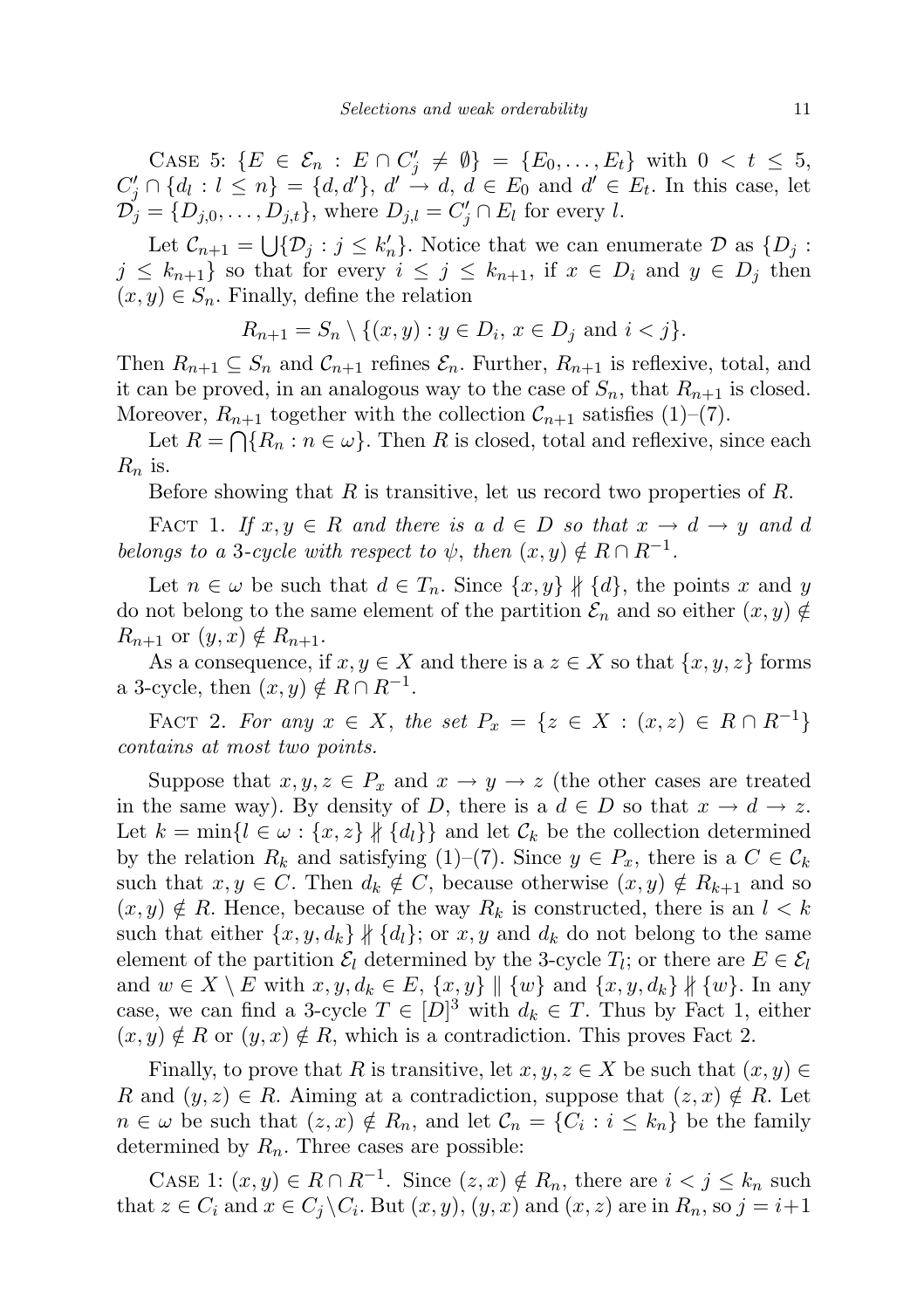Case 5: $\{E \in \mathcal{E}_n : E \cap C'_j \neq \emptyset\} = \{E_0, \dots, E_t\}$ with $0 < t \leq 5$, $C'_j \cap \{d_l : l \leq n\} = \{d, d'\}$, $d' \to d$, $d \in E_0$ and $d' \in E_t$. In this case, let $\mathcal{D}_j = \{D_{j,0}, \dots, D_{j,t}\}$, where $D_{j,l} = C'_j \cap E_l$ for every $l$.

Let $\mathcal{C}_{n+1} = \bigcup\{\mathcal{D}_j : j \leq k'_n\}$. Notice that we can enumerate $\mathcal{D}$ as $\{D_j : j \leq k_{n+1}\}$ so that for every $i \leq j \leq k_{n+1}$, if $x \in D_i$ and $y \in D_j$ then $(x, y) \in S_n$. Finally, define the relation

$$R_{n+1} = S_n \setminus \{(x, y) : y \in D_i,\ x \in D_j \text{ and } i < j\}.$$

Then $R_{n+1} \subseteq S_n$ and $\mathcal{C}_{n+1}$ refines $\mathcal{E}_n$. Further, $R_{n+1}$ is reflexive, total, and it can be proved, in an analogous way to the case of $S_n$, that $R_{n+1}$ is closed. Moreover, $R_{n+1}$ together with the collection $\mathcal{C}_{n+1}$ satisfies (1)–(7).

Let $R = \bigcap\{R_n : n \in \omega\}$. Then $R$ is closed, total and reflexive, since each $R_n$ is.

Before showing that $R$ is transitive, let us record two properties of $R$.

Fact 1. *If $x, y \in R$ and there is a $d \in D$ so that $x \to d \to y$ and $d$ belongs to a 3-cycle with respect to $\psi$, then $(x, y) \notin R \cap R^{-1}$.*

Let $n \in \omega$ be such that $d \in T_n$. Since $\{x, y\} \nparallel \{d\}$, the points $x$ and $y$ do not belong to the same element of the partition $\mathcal{E}_n$ and so either $(x, y) \notin R_{n+1}$ or $(y, x) \notin R_{n+1}$.

As a consequence, if $x, y \in X$ and there is a $z \in X$ so that $\{x, y, z\}$ forms a 3-cycle, then $(x, y) \notin R \cap R^{-1}$.

Fact 2. *For any $x \in X$, the set $P_x = \{z \in X : (x, z) \in R \cap R^{-1}\}$ contains at most two points.*

Suppose that $x, y, z \in P_x$ and $x \to y \to z$ (the other cases are treated in the same way). By density of $D$, there is a $d \in D$ so that $x \to d \to z$. Let $k = \min\{l \in \omega : \{x, z\} \nparallel \{d_l\}\}$ and let $\mathcal{C}_k$ be the collection determined by the relation $R_k$ and satisfying (1)–(7). Since $y \in P_x$, there is a $C \in \mathcal{C}_k$ such that $x, y \in C$. Then $d_k \notin C$, because otherwise $(x, y) \notin R_{k+1}$ and so $(x, y) \notin R$. Hence, because of the way $R_k$ is constructed, there is an $l < k$ such that either $\{x, y, d_k\} \nparallel \{d_l\}$; or $x, y$ and $d_k$ do not belong to the same element of the partition $\mathcal{E}_l$ determined by the 3-cycle $T_l$; or there are $E \in \mathcal{E}_l$ and $w \in X \setminus E$ with $x, y, d_k \in E$, $\{x, y\} \parallel \{w\}$ and $\{x, y, d_k\} \nparallel \{w\}$. In any case, we can find a 3-cycle $T \in [D]^3$ with $d_k \in T$. Thus by Fact 1, either $(x, y) \notin R$ or $(y, x) \notin R$, which is a contradiction. This proves Fact 2.

Finally, to prove that $R$ is transitive, let $x, y, z \in X$ be such that $(x, y) \in R$ and $(y, z) \in R$. Aiming at a contradiction, suppose that $(z, x) \notin R$. Let $n \in \omega$ be such that $(z, x) \notin R_n$, and let $\mathcal{C}_n = \{C_i : i \leq k_n\}$ be the family determined by $R_n$. Three cases are possible:

Case 1: $(x, y) \in R \cap R^{-1}$. Since $(z, x) \notin R_n$, there are $i < j \leq k_n$ such that $z \in C_i$ and $x \in C_j \setminus C_i$. But $(x, y)$, $(y, x)$ and $(x, z)$ are in $R_n$, so $j = i+1$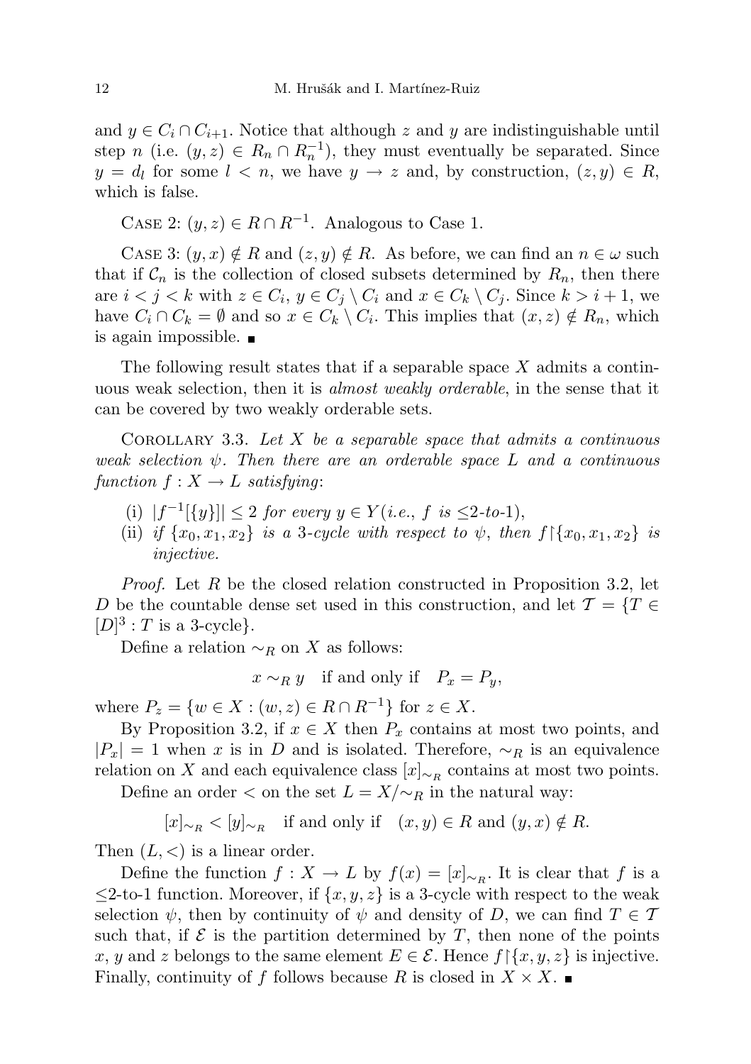and $y \in C_i \cap C_{i+1}$. Notice that although $z$ and $y$ are indistinguishable until step $n$ (i.e. $(y,z) \in R_n \cap R_n^{-1}$), they must eventually be separated. Since $y = d_l$ for some $l < n$, we have $y \to z$ and, by construction, $(z,y) \in R$, which is false.

Case 2: $(y,z) \in R \cap R^{-1}$. Analogous to Case 1.

Case 3: $(y,x) \notin R$ and $(z,y) \notin R$. As before, we can find an $n \in \omega$ such that if $\mathcal{C}_n$ is the collection of closed subsets determined by $R_n$, then there are $i < j < k$ with $z \in C_i$, $y \in C_j \setminus C_i$ and $x \in C_k \setminus C_j$. Since $k > i+1$, we have $C_i \cap C_k = \emptyset$ and so $x \in C_k \setminus C_i$. This implies that $(x,z) \notin R_n$, which is again impossible. ∎

The following result states that if a separable space $X$ admits a continuous weak selection, then it is *almost weakly orderable*, in the sense that it can be covered by two weakly orderable sets.

Corollary 3.3. *Let $X$ be a separable space that admits a continuous weak selection $\psi$. Then there are an orderable space $L$ and a continuous function $f : X \to L$ satisfying*:

(i) $|f^{-1}[\{y\}]| \leq 2$ *for every* $y \in Y$ (*i.e., $f$ is $\leq$2-to-1*),
(ii) *if $\{x_0, x_1, x_2\}$ is a 3-cycle with respect to $\psi$, then $f{\restriction}\{x_0, x_1, x_2\}$ is injective.*

*Proof.* Let $R$ be the closed relation constructed in Proposition 3.2, let $D$ be the countable dense set used in this construction, and let $\mathcal{T} = \{T \in [D]^3 : T \text{ is a 3-cycle}\}$.

Define a relation $\sim_R$ on $X$ as follows:

$$x \sim_R y \quad \text{if and only if} \quad P_x = P_y,$$

where $P_z = \{w \in X : (w,z) \in R \cap R^{-1}\}$ for $z \in X$.

By Proposition 3.2, if $x \in X$ then $P_x$ contains at most two points, and $|P_x| = 1$ when $x$ is in $D$ and is isolated. Therefore, $\sim_R$ is an equivalence relation on $X$ and each equivalence class $[x]_{\sim_R}$ contains at most two points.

Define an order $<$ on the set $L = X/{\sim_R}$ in the natural way:

$$[x]_{\sim_R} < [y]_{\sim_R} \quad \text{if and only if} \quad (x,y) \in R \text{ and } (y,x) \notin R.$$

Then $(L,<)$ is a linear order.

Define the function $f : X \to L$ by $f(x) = [x]_{\sim_R}$. It is clear that $f$ is a $\leq$2-to-1 function. Moreover, if $\{x,y,z\}$ is a 3-cycle with respect to the weak selection $\psi$, then by continuity of $\psi$ and density of $D$, we can find $T \in \mathcal{T}$ such that, if $\mathcal{E}$ is the partition determined by $T$, then none of the points $x$, $y$ and $z$ belongs to the same element $E \in \mathcal{E}$. Hence $f{\restriction}\{x,y,z\}$ is injective. Finally, continuity of $f$ follows because $R$ is closed in $X \times X$. ∎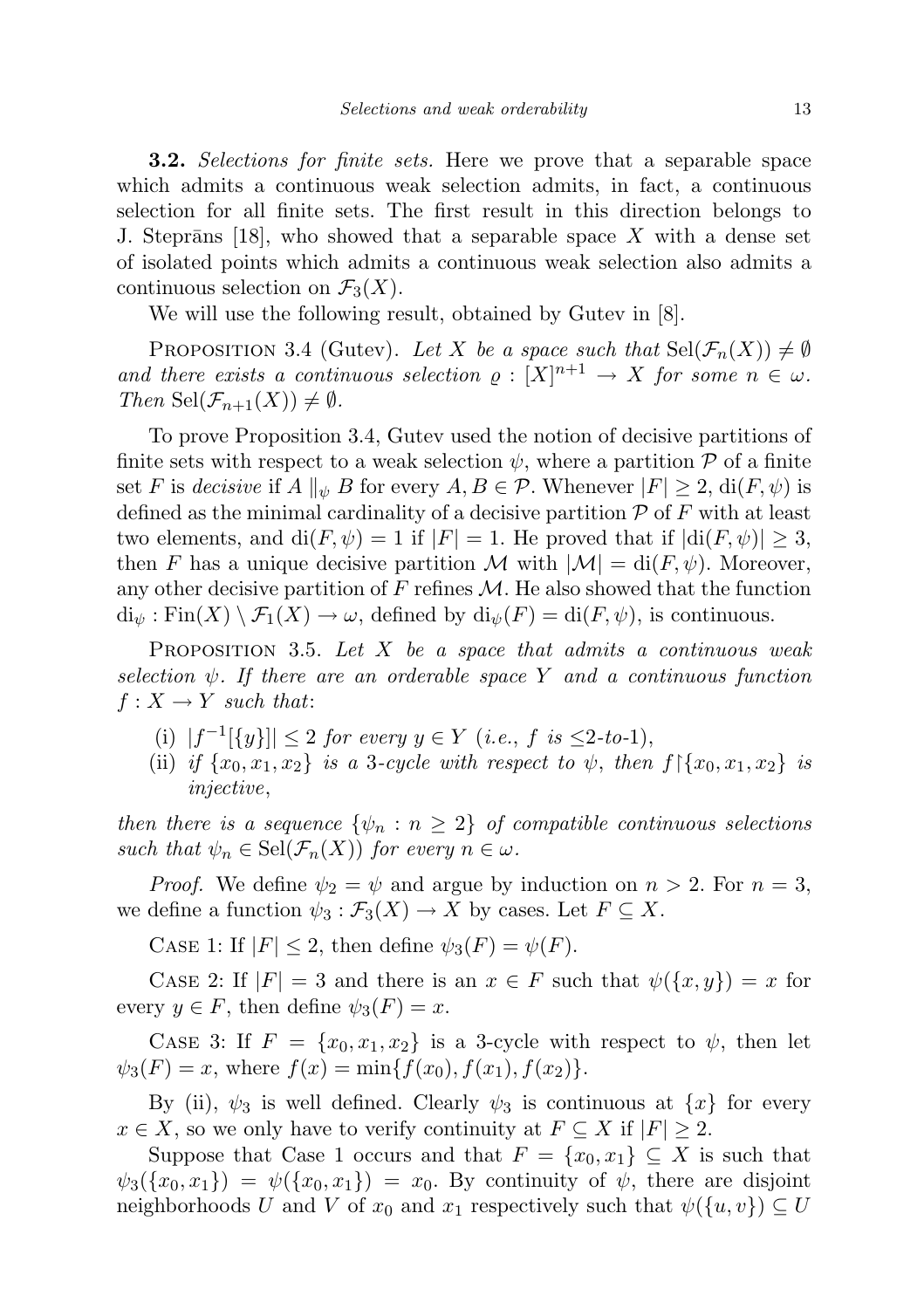**3.2.** *Selections for finite sets.* Here we prove that a separable space which admits a continuous weak selection admits, in fact, a continuous selection for all finite sets. The first result in this direction belongs to J. Steprāns [18], who showed that a separable space $X$ with a dense set of isolated points which admits a continuous weak selection also admits a continuous selection on $\mathcal{F}_3(X)$.

We will use the following result, obtained by Gutev in [8].

PROPOSITION 3.4 (Gutev). *Let $X$ be a space such that $\mathrm{Sel}(\mathcal{F}_n(X)) \neq \emptyset$ and there exists a continuous selection $\varrho : [X]^{n+1} \to X$ for some $n \in \omega$. Then $\mathrm{Sel}(\mathcal{F}_{n+1}(X)) \neq \emptyset$.*

To prove Proposition 3.4, Gutev used the notion of decisive partitions of finite sets with respect to a weak selection $\psi$, where a partition $\mathcal{P}$ of a finite set $F$ is *decisive* if $A \parallel_\psi B$ for every $A, B \in \mathcal{P}$. Whenever $|F| \geq 2$, $\mathrm{di}(F, \psi)$ is defined as the minimal cardinality of a decisive partition $\mathcal{P}$ of $F$ with at least two elements, and $\mathrm{di}(F, \psi) = 1$ if $|F| = 1$. He proved that if $|\mathrm{di}(F, \psi)| \geq 3$, then $F$ has a unique decisive partition $\mathcal{M}$ with $|\mathcal{M}| = \mathrm{di}(F, \psi)$. Moreover, any other decisive partition of $F$ refines $\mathcal{M}$. He also showed that the function $\mathrm{di}_\psi : \mathrm{Fin}(X) \setminus \mathcal{F}_1(X) \to \omega$, defined by $\mathrm{di}_\psi(F) = \mathrm{di}(F, \psi)$, is continuous.

PROPOSITION 3.5. *Let $X$ be a space that admits a continuous weak selection $\psi$. If there are an orderable space $Y$ and a continuous function $f : X \to Y$ such that*:

(i) *$|f^{-1}[\{y\}]| \leq 2$ for every $y \in Y$ (i.e., $f$ is $\leq$2-to-1),*
(ii) *if $\{x_0, x_1, x_2\}$ is a 3-cycle with respect to $\psi$, then $f{\restriction}\{x_0, x_1, x_2\}$ is injective,*

*then there is a sequence $\{\psi_n : n \geq 2\}$ of compatible continuous selections such that $\psi_n \in \mathrm{Sel}(\mathcal{F}_n(X))$ for every $n \in \omega$.*

*Proof.* We define $\psi_2 = \psi$ and argue by induction on $n > 2$. For $n = 3$, we define a function $\psi_3 : \mathcal{F}_3(X) \to X$ by cases. Let $F \subseteq X$.

CASE 1: If $|F| \leq 2$, then define $\psi_3(F) = \psi(F)$.

CASE 2: If $|F| = 3$ and there is an $x \in F$ such that $\psi(\{x, y\}) = x$ for every $y \in F$, then define $\psi_3(F) = x$.

CASE 3: If $F = \{x_0, x_1, x_2\}$ is a 3-cycle with respect to $\psi$, then let $\psi_3(F) = x$, where $f(x) = \min\{f(x_0), f(x_1), f(x_2)\}$.

By (ii), $\psi_3$ is well defined. Clearly $\psi_3$ is continuous at $\{x\}$ for every $x \in X$, so we only have to verify continuity at $F \subseteq X$ if $|F| \geq 2$.

Suppose that Case 1 occurs and that $F = \{x_0, x_1\} \subseteq X$ is such that $\psi_3(\{x_0, x_1\}) = \psi(\{x_0, x_1\}) = x_0$. By continuity of $\psi$, there are disjoint neighborhoods $U$ and $V$ of $x_0$ and $x_1$ respectively such that $\psi(\{u, v\}) \subseteq U$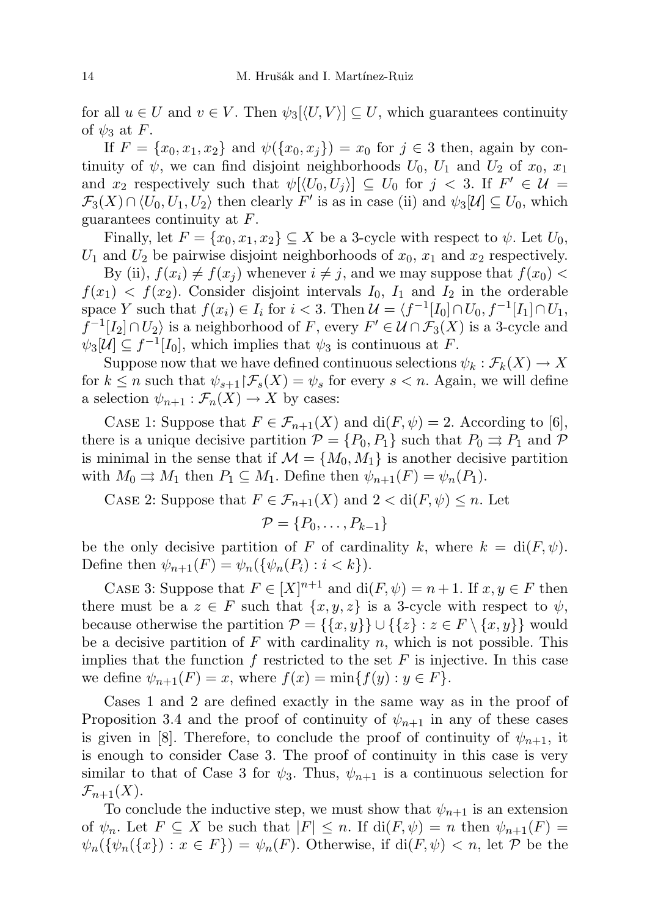for all $u \in U$ and $v \in V$. Then $\psi_3[\langle U, V\rangle] \subseteq U$, which guarantees continuity of $\psi_3$ at $F$.

If $F = \{x_0, x_1, x_2\}$ and $\psi(\{x_0, x_j\}) = x_0$ for $j \in 3$ then, again by continuity of $\psi$, we can find disjoint neighborhoods $U_0$, $U_1$ and $U_2$ of $x_0$, $x_1$ and $x_2$ respectively such that $\psi[\langle U_0, U_j\rangle] \subseteq U_0$ for $j < 3$. If $F' \in \mathcal{U} = \mathcal{F}_3(X) \cap \langle U_0, U_1, U_2\rangle$ then clearly $F'$ is as in case (ii) and $\psi_3[\mathcal{U}] \subseteq U_0$, which guarantees continuity at $F$.

Finally, let $F = \{x_0, x_1, x_2\} \subseteq X$ be a 3-cycle with respect to $\psi$. Let $U_0$, $U_1$ and $U_2$ be pairwise disjoint neighborhoods of $x_0$, $x_1$ and $x_2$ respectively.

By (ii), $f(x_i) \neq f(x_j)$ whenever $i \neq j$, and we may suppose that $f(x_0) < f(x_1) < f(x_2)$. Consider disjoint intervals $I_0$, $I_1$ and $I_2$ in the orderable space $Y$ such that $f(x_i) \in I_i$ for $i < 3$. Then $\mathcal{U} = \langle f^{-1}[I_0] \cap U_0, f^{-1}[I_1] \cap U_1, f^{-1}[I_2] \cap U_2\rangle$ is a neighborhood of $F$, every $F' \in \mathcal{U} \cap \mathcal{F}_3(X)$ is a 3-cycle and $\psi_3[\mathcal{U}] \subseteq f^{-1}[I_0]$, which implies that $\psi_3$ is continuous at $F$.

Suppose now that we have defined continuous selections $\psi_k : \mathcal{F}_k(X) \to X$ for $k \leq n$ such that $\psi_{s+1} \restriction \mathcal{F}_s(X) = \psi_s$ for every $s < n$. Again, we will define a selection $\psi_{n+1} : \mathcal{F}_n(X) \to X$ by cases:

Case 1: Suppose that $F \in \mathcal{F}_{n+1}(X)$ and $\mathrm{di}(F, \psi) = 2$. According to [6], there is a unique decisive partition $\mathcal{P} = \{P_0, P_1\}$ such that $P_0 \rightrightarrows P_1$ and $\mathcal{P}$ is minimal in the sense that if $\mathcal{M} = \{M_0, M_1\}$ is another decisive partition with $M_0 \rightrightarrows M_1$ then $P_1 \subseteq M_1$. Define then $\psi_{n+1}(F) = \psi_n(P_1)$.

Case 2: Suppose that $F \in \mathcal{F}_{n+1}(X)$ and $2 < \mathrm{di}(F, \psi) \leq n$. Let

$$\mathcal{P} = \{P_0, \ldots, P_{k-1}\}$$

be the only decisive partition of $F$ of cardinality $k$, where $k = \mathrm{di}(F, \psi)$. Define then $\psi_{n+1}(F) = \psi_n(\{\psi_n(P_i) : i < k\})$.

Case 3: Suppose that $F \in [X]^{n+1}$ and $\mathrm{di}(F, \psi) = n + 1$. If $x, y \in F$ then there must be a $z \in F$ such that $\{x, y, z\}$ is a 3-cycle with respect to $\psi$, because otherwise the partition $\mathcal{P} = \{\{x, y\}\} \cup \{\{z\} : z \in F \setminus \{x, y\}\}$ would be a decisive partition of $F$ with cardinality $n$, which is not possible. This implies that the function $f$ restricted to the set $F$ is injective. In this case we define $\psi_{n+1}(F) = x$, where $f(x) = \min\{f(y) : y \in F\}$.

Cases 1 and 2 are defined exactly in the same way as in the proof of Proposition 3.4 and the proof of continuity of $\psi_{n+1}$ in any of these cases is given in [8]. Therefore, to conclude the proof of continuity of $\psi_{n+1}$, it is enough to consider Case 3. The proof of continuity in this case is very similar to that of Case 3 for $\psi_3$. Thus, $\psi_{n+1}$ is a continuous selection for $\mathcal{F}_{n+1}(X)$.

To conclude the inductive step, we must show that $\psi_{n+1}$ is an extension of $\psi_n$. Let $F \subseteq X$ be such that $|F| \leq n$. If $\mathrm{di}(F, \psi) = n$ then $\psi_{n+1}(F) = \psi_n(\{\psi_n(\{x\}) : x \in F\}) = \psi_n(F)$. Otherwise, if $\mathrm{di}(F, \psi) < n$, let $\mathcal{P}$ be the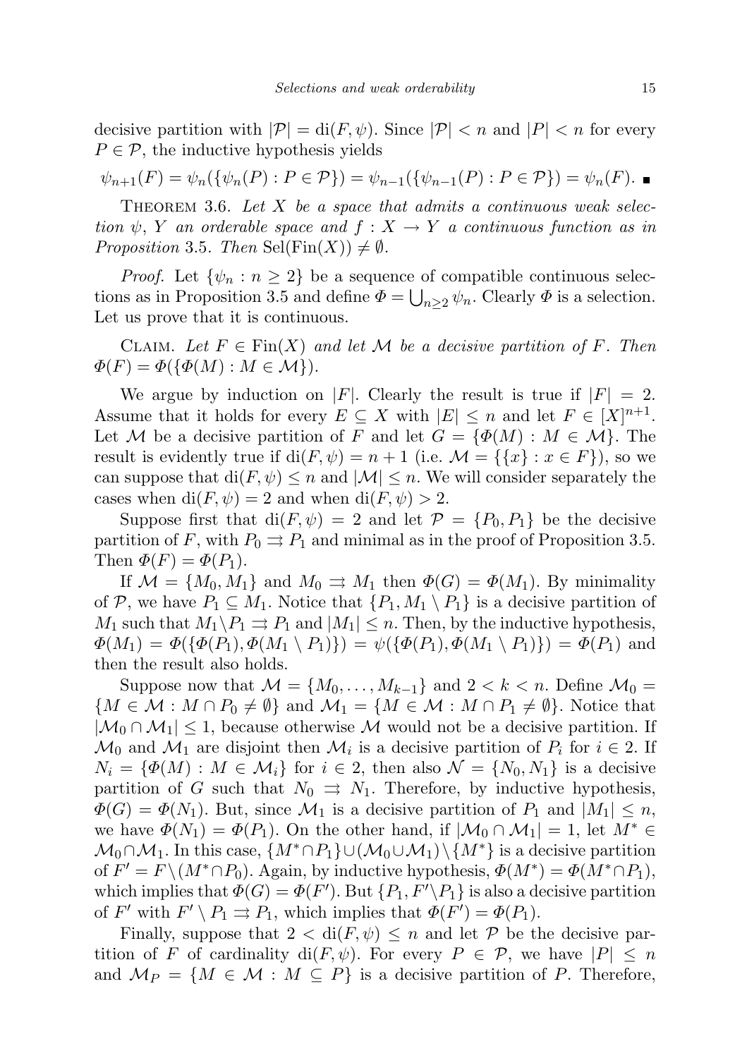decisive partition with $|\mathcal{P}| = \mathrm{di}(F, \psi)$. Since $|\mathcal{P}| < n$ and $|P| < n$ for every $P \in \mathcal{P}$, the inductive hypothesis yields

$$\psi_{n+1}(F) = \psi_n(\{\psi_n(P) : P \in \mathcal{P}\}) = \psi_{n-1}(\{\psi_{n-1}(P) : P \in \mathcal{P}\}) = \psi_n(F). \ \blacksquare$$

Theorem 3.6. *Let $X$ be a space that admits a continuous weak selection $\psi$, $Y$ an orderable space and $f : X \to Y$ a continuous function as in Proposition* 3.5. *Then* $\mathrm{Sel}(\mathrm{Fin}(X)) \neq \emptyset$.

*Proof.* Let $\{\psi_n : n \geq 2\}$ be a sequence of compatible continuous selections as in Proposition 3.5 and define $\Phi = \bigcup_{n \geq 2} \psi_n$. Clearly $\Phi$ is a selection. Let us prove that it is continuous.

Claim. *Let $F \in \mathrm{Fin}(X)$ and let $\mathcal{M}$ be a decisive partition of $F$. Then $\Phi(F) = \Phi(\{\Phi(M) : M \in \mathcal{M}\})$.*

We argue by induction on $|F|$. Clearly the result is true if $|F| = 2$. Assume that it holds for every $E \subseteq X$ with $|E| \leq n$ and let $F \in [X]^{n+1}$. Let $\mathcal{M}$ be a decisive partition of $F$ and let $G = \{\Phi(M) : M \in \mathcal{M}\}$. The result is evidently true if $\mathrm{di}(F, \psi) = n + 1$ (i.e. $\mathcal{M} = \{\{x\} : x \in F\}$), so we can suppose that $\mathrm{di}(F, \psi) \leq n$ and $|\mathcal{M}| \leq n$. We will consider separately the cases when $\mathrm{di}(F, \psi) = 2$ and when $\mathrm{di}(F, \psi) > 2$.

Suppose first that $\mathrm{di}(F, \psi) = 2$ and let $\mathcal{P} = \{P_0, P_1\}$ be the decisive partition of $F$, with $P_0 \rightrightarrows P_1$ and minimal as in the proof of Proposition 3.5. Then $\Phi(F) = \Phi(P_1)$.

If $\mathcal{M} = \{M_0, M_1\}$ and $M_0 \rightrightarrows M_1$ then $\Phi(G) = \Phi(M_1)$. By minimality of $\mathcal{P}$, we have $P_1 \subseteq M_1$. Notice that $\{P_1, M_1 \setminus P_1\}$ is a decisive partition of $M_1$ such that $M_1 \setminus P_1 \rightrightarrows P_1$ and $|M_1| \leq n$. Then, by the inductive hypothesis, $\Phi(M_1) = \Phi(\{\Phi(P_1), \Phi(M_1 \setminus P_1)\}) = \psi(\{\Phi(P_1), \Phi(M_1 \setminus P_1)\}) = \Phi(P_1)$ and then the result also holds.

Suppose now that $\mathcal{M} = \{M_0, \ldots, M_{k-1}\}$ and $2 < k < n$. Define $\mathcal{M}_0 = \{M \in \mathcal{M} : M \cap P_0 \neq \emptyset\}$ and $\mathcal{M}_1 = \{M \in \mathcal{M} : M \cap P_1 \neq \emptyset\}$. Notice that $|\mathcal{M}_0 \cap \mathcal{M}_1| \leq 1$, because otherwise $\mathcal{M}$ would not be a decisive partition. If $\mathcal{M}_0$ and $\mathcal{M}_1$ are disjoint then $\mathcal{M}_i$ is a decisive partition of $P_i$ for $i \in 2$. If $N_i = \{\Phi(M) : M \in \mathcal{M}_i\}$ for $i \in 2$, then also $\mathcal{N} = \{N_0, N_1\}$ is a decisive partition of $G$ such that $N_0 \rightrightarrows N_1$. Therefore, by inductive hypothesis, $\Phi(G) = \Phi(N_1)$. But, since $\mathcal{M}_1$ is a decisive partition of $P_1$ and $|M_1| \leq n$, we have $\Phi(N_1) = \Phi(P_1)$. On the other hand, if $|\mathcal{M}_0 \cap \mathcal{M}_1| = 1$, let $M^* \in \mathcal{M}_0 \cap \mathcal{M}_1$. In this case, $\{M^* \cap P_1\} \cup (\mathcal{M}_0 \cup \mathcal{M}_1) \setminus \{M^*\}$ is a decisive partition of $F' = F \setminus (M^* \cap P_0)$. Again, by inductive hypothesis, $\Phi(M^*) = \Phi(M^* \cap P_1)$, which implies that $\Phi(G) = \Phi(F')$. But $\{P_1, F' \setminus P_1\}$ is also a decisive partition of $F'$ with $F' \setminus P_1 \rightrightarrows P_1$, which implies that $\Phi(F') = \Phi(P_1)$.

Finally, suppose that $2 < \mathrm{di}(F, \psi) \leq n$ and let $\mathcal{P}$ be the decisive partition of $F$ of cardinality $\mathrm{di}(F, \psi)$. For every $P \in \mathcal{P}$, we have $|P| \leq n$ and $\mathcal{M}_P = \{M \in \mathcal{M} : M \subseteq P\}$ is a decisive partition of $P$. Therefore,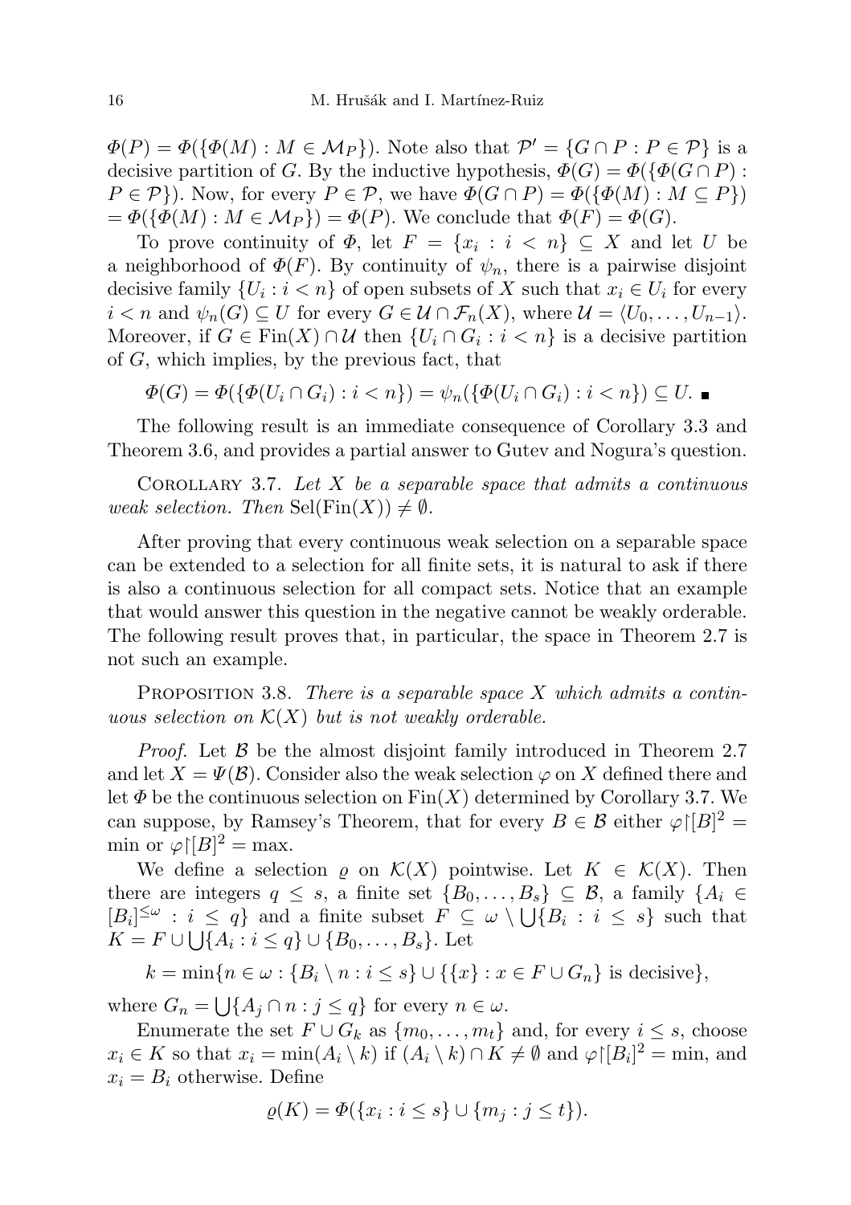$\Phi(P) = \Phi(\{\Phi(M) : M \in \mathcal{M}_P\})$. Note also that $\mathcal{P}' = \{G \cap P : P \in \mathcal{P}\}$ is a decisive partition of $G$. By the inductive hypothesis, $\Phi(G) = \Phi(\{\Phi(G \cap P) : P \in \mathcal{P}\})$. Now, for every $P \in \mathcal{P}$, we have $\Phi(G \cap P) = \Phi(\{\Phi(M) : M \subseteq P\}) = \Phi(\{\Phi(M) : M \in \mathcal{M}_P\}) = \Phi(P)$. We conclude that $\Phi(F) = \Phi(G)$.

To prove continuity of $\Phi$, let $F = \{x_i : i < n\} \subseteq X$ and let $U$ be a neighborhood of $\Phi(F)$. By continuity of $\psi_n$, there is a pairwise disjoint decisive family $\{U_i : i < n\}$ of open subsets of $X$ such that $x_i \in U_i$ for every $i < n$ and $\psi_n(G) \subseteq U$ for every $G \in \mathcal{U} \cap \mathcal{F}_n(X)$, where $\mathcal{U} = \langle U_0, \ldots, U_{n-1}\rangle$. Moreover, if $G \in \mathrm{Fin}(X) \cap \mathcal{U}$ then $\{U_i \cap G_i : i < n\}$ is a decisive partition of $G$, which implies, by the previous fact, that

$$\Phi(G) = \Phi(\{\Phi(U_i \cap G_i) : i < n\}) = \psi_n(\{\Phi(U_i \cap G_i) : i < n\}) \subseteq U. \ \blacksquare$$

The following result is an immediate consequence of Corollary 3.3 and Theorem 3.6, and provides a partial answer to Gutev and Nogura's question.

COROLLARY 3.7. *Let $X$ be a separable space that admits a continuous weak selection. Then* $\mathrm{Sel}(\mathrm{Fin}(X)) \neq \emptyset$.

After proving that every continuous weak selection on a separable space can be extended to a selection for all finite sets, it is natural to ask if there is also a continuous selection for all compact sets. Notice that an example that would answer this question in the negative cannot be weakly orderable. The following result proves that, in particular, the space in Theorem 2.7 is not such an example.

PROPOSITION 3.8. *There is a separable space $X$ which admits a continuous selection on $\mathcal{K}(X)$ but is not weakly orderable.*

*Proof.* Let $\mathcal{B}$ be the almost disjoint family introduced in Theorem 2.7 and let $X = \Psi(\mathcal{B})$. Consider also the weak selection $\varphi$ on $X$ defined there and let $\Phi$ be the continuous selection on $\mathrm{Fin}(X)$ determined by Corollary 3.7. We can suppose, by Ramsey's Theorem, that for every $B \in \mathcal{B}$ either $\varphi{\restriction}[B]^2 = \min$ or $\varphi{\restriction}[B]^2 = \max$.

We define a selection $\varrho$ on $\mathcal{K}(X)$ pointwise. Let $K \in \mathcal{K}(X)$. Then there are integers $q \leq s$, a finite set $\{B_0, \ldots, B_s\} \subseteq \mathcal{B}$, a family $\{A_i \in [B_i]^{\leq\omega} : i \leq q\}$ and a finite subset $F \subseteq \omega \setminus \bigcup\{B_i : i \leq s\}$ such that $K = F \cup \bigcup\{A_i : i \leq q\} \cup \{B_0, \ldots, B_s\}$. Let

$$k = \min\{n \in \omega : \{B_i \setminus n : i \leq s\} \cup \{\{x\} : x \in F \cup G_n\} \text{ is decisive}\},$$

where $G_n = \bigcup\{A_j \cap n : j \leq q\}$ for every $n \in \omega$.

Enumerate the set $F \cup G_k$ as $\{m_0, \ldots, m_t\}$ and, for every $i \leq s$, choose $x_i \in K$ so that $x_i = \min(A_i \setminus k)$ if $(A_i \setminus k) \cap K \neq \emptyset$ and $\varphi{\restriction}[B_i]^2 = \min$, and $x_i = B_i$ otherwise. Define

$$\varrho(K) = \Phi(\{x_i : i \leq s\} \cup \{m_j : j \leq t\}).$$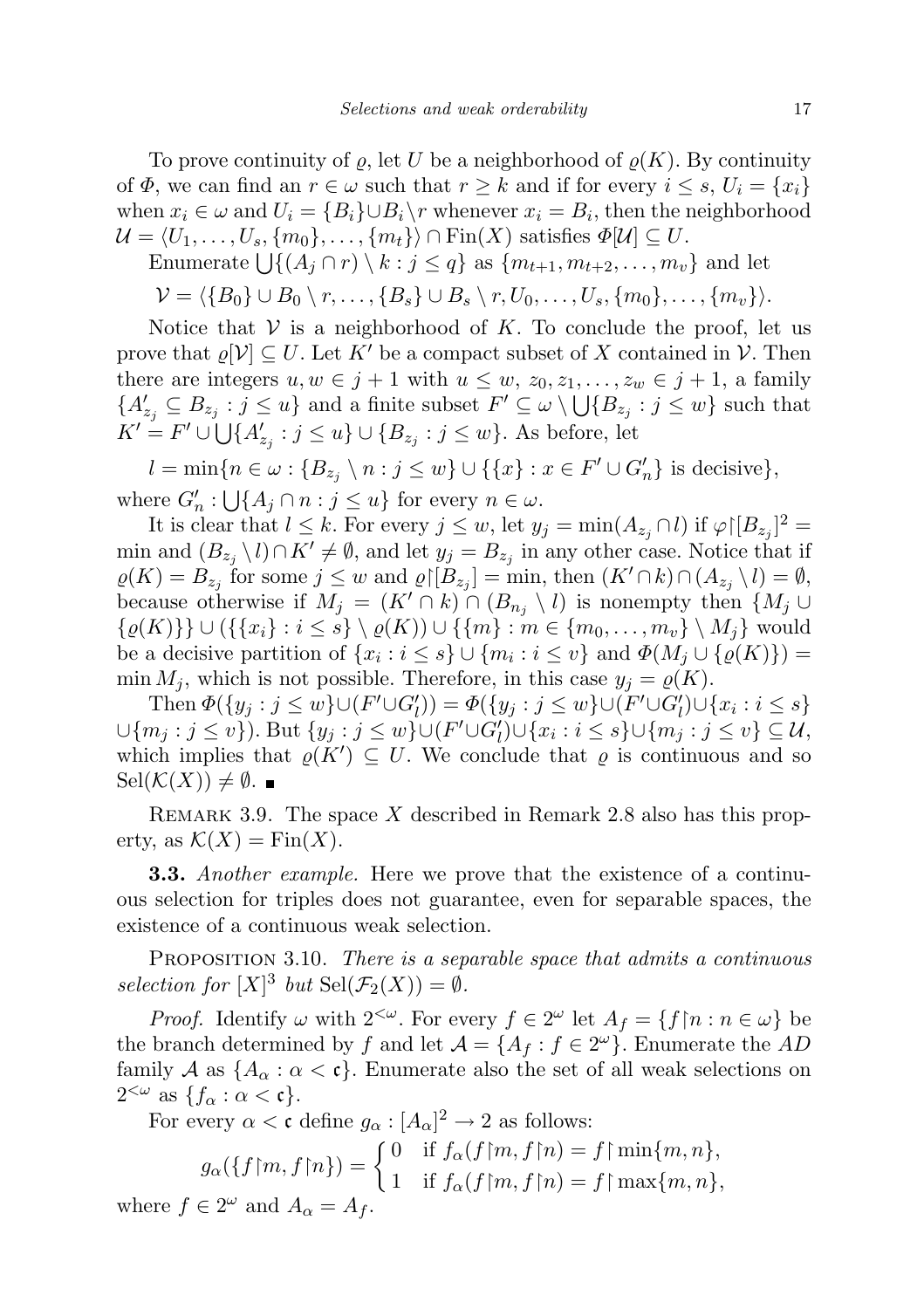To prove continuity of $\varrho$, let $U$ be a neighborhood of $\varrho(K)$. By continuity of $\Phi$, we can find an $r \in \omega$ such that $r \geq k$ and if for every $i \leq s$, $U_i = \{x_i\}$ when $x_i \in \omega$ and $U_i = \{B_i\} \cup B_i \setminus r$ whenever $x_i = B_i$, then the neighborhood $\mathcal{U} = \langle U_1, \ldots, U_s, \{m_0\}, \ldots, \{m_t\} \rangle \cap \mathrm{Fin}(X)$ satisfies $\Phi[\mathcal{U}] \subseteq U$.

Enumerate $\bigcup\{(A_j \cap r) \setminus k : j \leq q\}$ as $\{m_{t+1}, m_{t+2}, \ldots, m_v\}$ and let

$$\mathcal{V} = \langle \{B_0\} \cup B_0 \setminus r, \ldots, \{B_s\} \cup B_s \setminus r, U_0, \ldots, U_s, \{m_0\}, \ldots, \{m_v\} \rangle.$$

Notice that $\mathcal{V}$ is a neighborhood of $K$. To conclude the proof, let us prove that $\varrho[\mathcal{V}] \subseteq U$. Let $K'$ be a compact subset of $X$ contained in $\mathcal{V}$. Then there are integers $u, w \in j+1$ with $u \leq w$, $z_0, z_1, \ldots, z_w \in j+1$, a family $\{A'_{z_j} \subseteq B_{z_j} : j \leq u\}$ and a finite subset $F' \subseteq \omega \setminus \bigcup\{B_{z_j} : j \leq w\}$ such that $K' = F' \cup \bigcup\{A'_{z_j} : j \leq u\} \cup \{B_{z_j} : j \leq w\}$. As before, let

$$l = \min\{n \in \omega : \{B_{z_j} \setminus n : j \leq w\} \cup \{\{x\} : x \in F' \cup G'_n\} \text{ is decisive}\},$$

where $G'_n : \bigcup\{A_j \cap n : j \leq u\}$ for every $n \in \omega$.

It is clear that $l \leq k$. For every $j \leq w$, let $y_j = \min(A_{z_j} \cap l)$ if $\varphi \restriction [B_{z_j}]^2 = \min$ and $(B_{z_j} \setminus l) \cap K' \neq \emptyset$, and let $y_j = B_{z_j}$ in any other case. Notice that if $\varrho(K) = B_{z_j}$ for some $j \leq w$ and $\varrho \restriction [B_{z_j}] = \min$, then $(K' \cap k) \cap (A_{z_j} \setminus l) = \emptyset$, because otherwise if $M_j = (K' \cap k) \cap (B_{n_j} \setminus l)$ is nonempty then $\{M_j \cup \{\varrho(K)\}\} \cup (\{\{x_i\} : i \leq s\} \setminus \varrho(K)) \cup \{\{m\} : m \in \{m_0, \ldots, m_v\} \setminus M_j\}$ would be a decisive partition of $\{x_i : i \leq s\} \cup \{m_i : i \leq v\}$ and $\Phi(M_j \cup \{\varrho(K)\}) = \min M_j$, which is not possible. Therefore, in this case $y_j = \varrho(K)$.

Then $\Phi(\{y_j : j \leq w\} \cup (F' \cup G'_l)) = \Phi(\{y_j : j \leq w\} \cup (F' \cup G'_l) \cup \{x_i : i \leq s\} \cup \{m_j : j \leq v\})$. But $\{y_j : j \leq w\} \cup (F' \cup G'_l) \cup \{x_i : i \leq s\} \cup \{m_j : j \leq v\} \subseteq \mathcal{U}$, which implies that $\varrho(K') \subseteq U$. We conclude that $\varrho$ is continuous and so $\mathrm{Sel}(\mathcal{K}(X)) \neq \emptyset$. ∎

Remark 3.9. The space $X$ described in Remark 2.8 also has this property, as $\mathcal{K}(X) = \mathrm{Fin}(X)$.

**3.3.** *Another example.* Here we prove that the existence of a continuous selection for triples does not guarantee, even for separable spaces, the existence of a continuous weak selection.

Proposition 3.10. *There is a separable space that admits a continuous selection for $[X]^3$ but $\mathrm{Sel}(\mathcal{F}_2(X)) = \emptyset$.*

*Proof.* Identify $\omega$ with $2^{<\omega}$. For every $f \in 2^\omega$ let $A_f = \{f \restriction n : n \in \omega\}$ be the branch determined by $f$ and let $\mathcal{A} = \{A_f : f \in 2^\omega\}$. Enumerate the $AD$ family $\mathcal{A}$ as $\{A_\alpha : \alpha < \mathfrak{c}\}$. Enumerate also the set of all weak selections on $2^{<\omega}$ as $\{f_\alpha : \alpha < \mathfrak{c}\}$.

For every $\alpha < \mathfrak{c}$ define $g_\alpha : [A_\alpha]^2 \to 2$ as follows:

$$g_\alpha(\{f \restriction m, f \restriction n\}) = \begin{cases} 0 & \text{if } f_\alpha(f \restriction m, f \restriction n) = f \restriction \min\{m,n\}, \\ 1 & \text{if } f_\alpha(f \restriction m, f \restriction n) = f \restriction \max\{m,n\}, \end{cases}$$

where $f \in 2^\omega$ and $A_\alpha = A_f$.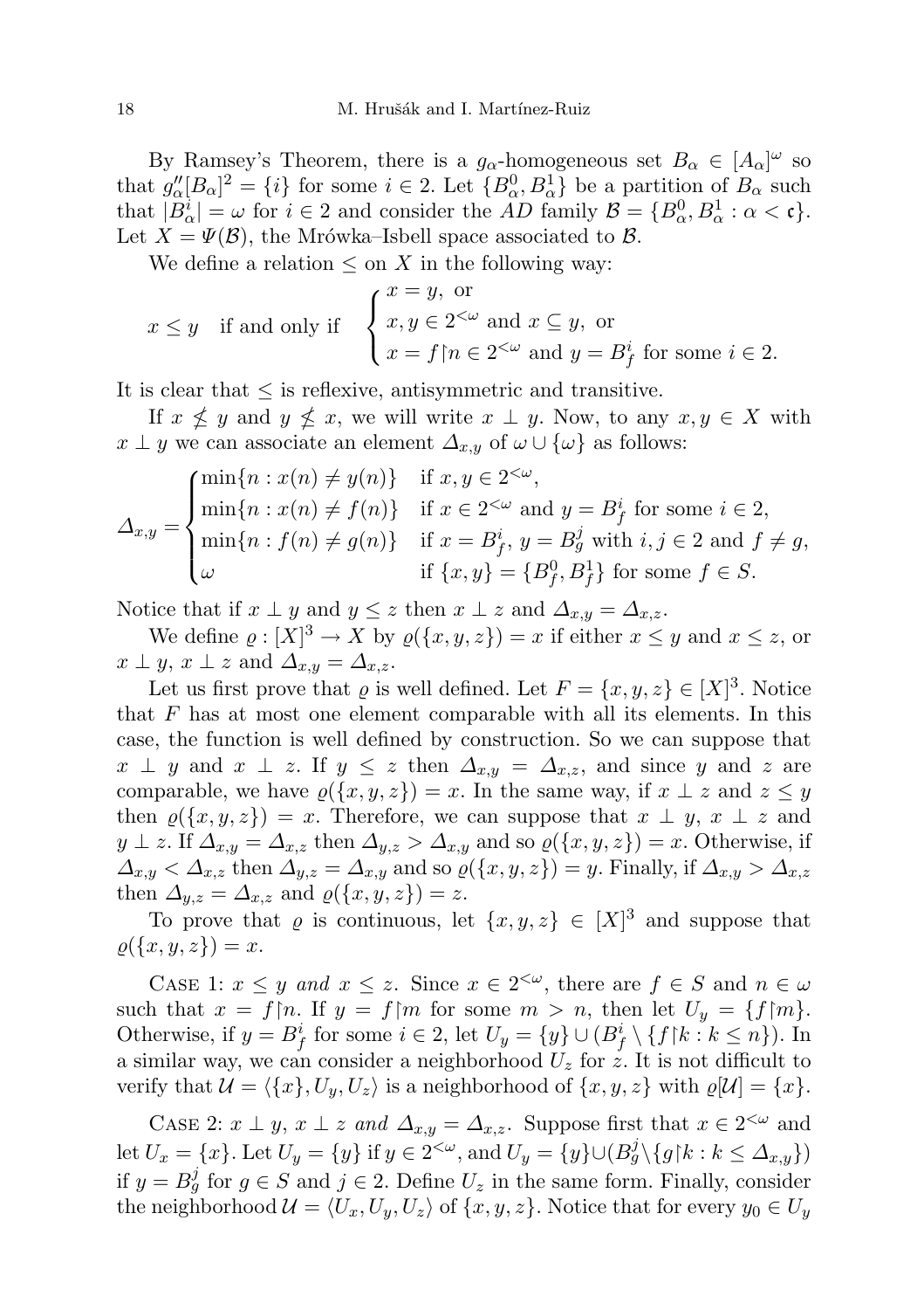By Ramsey's Theorem, there is a $g_\alpha$-homogeneous set $B_\alpha \in [A_\alpha]^\omega$ so that $g''_\alpha[B_\alpha]^2 = \{i\}$ for some $i \in 2$. Let $\{B^0_\alpha, B^1_\alpha\}$ be a partition of $B_\alpha$ such that $|B^i_\alpha| = \omega$ for $i \in 2$ and consider the $AD$ family $\mathcal{B} = \{B^0_\alpha, B^1_\alpha : \alpha < \mathfrak{c}\}$. Let $X = \Psi(\mathcal{B})$, the Mrówka–Isbell space associated to $\mathcal{B}$.

We define a relation $\leq$ on $X$ in the following way:

$$x \leq y \quad \text{if and only if} \quad \begin{cases} x = y, \text{ or} \\ x, y \in 2^{<\omega} \text{ and } x \subseteq y, \text{ or} \\ x = f{\restriction}n \in 2^{<\omega} \text{ and } y = B^i_f \text{ for some } i \in 2. \end{cases}$$

It is clear that $\leq$ is reflexive, antisymmetric and transitive.

If $x \not\leq y$ and $y \not\leq x$, we will write $x \perp y$. Now, to any $x, y \in X$ with $x \perp y$ we can associate an element $\Delta_{x,y}$ of $\omega \cup \{\omega\}$ as follows:

$$\Delta_{x,y} = \begin{cases} \min\{n : x(n) \neq y(n)\} & \text{if } x, y \in 2^{<\omega}, \\ \min\{n : x(n) \neq f(n)\} & \text{if } x \in 2^{<\omega} \text{ and } y = B^i_f \text{ for some } i \in 2, \\ \min\{n : f(n) \neq g(n)\} & \text{if } x = B^i_f,\ y = B^j_g \text{ with } i, j \in 2 \text{ and } f \neq g, \\ \omega & \text{if } \{x, y\} = \{B^0_f, B^1_f\} \text{ for some } f \in S. \end{cases}$$

Notice that if $x \perp y$ and $y \leq z$ then $x \perp z$ and $\Delta_{x,y} = \Delta_{x,z}$.

We define $\varrho : [X]^3 \to X$ by $\varrho(\{x, y, z\}) = x$ if either $x \leq y$ and $x \leq z$, or $x \perp y$, $x \perp z$ and $\Delta_{x,y} = \Delta_{x,z}$.

Let us first prove that $\varrho$ is well defined. Let $F = \{x, y, z\} \in [X]^3$. Notice that $F$ has at most one element comparable with all its elements. In this case, the function is well defined by construction. So we can suppose that $x \perp y$ and $x \perp z$. If $y \leq z$ then $\Delta_{x,y} = \Delta_{x,z}$, and since $y$ and $z$ are comparable, we have $\varrho(\{x, y, z\}) = x$. In the same way, if $x \perp z$ and $z \leq y$ then $\varrho(\{x, y, z\}) = x$. Therefore, we can suppose that $x \perp y$, $x \perp z$ and $y \perp z$. If $\Delta_{x,y} = \Delta_{x,z}$ then $\Delta_{y,z} > \Delta_{x,y}$ and so $\varrho(\{x, y, z\}) = x$. Otherwise, if $\Delta_{x,y} < \Delta_{x,z}$ then $\Delta_{y,z} = \Delta_{x,y}$ and so $\varrho(\{x, y, z\}) = y$. Finally, if $\Delta_{x,y} > \Delta_{x,z}$ then $\Delta_{y,z} = \Delta_{x,z}$ and $\varrho(\{x, y, z\}) = z$.

To prove that $\varrho$ is continuous, let $\{x, y, z\} \in [X]^3$ and suppose that $\varrho(\{x, y, z\}) = x$.

Case 1: *$x \leq y$ and $x \leq z$.* Since $x \in 2^{<\omega}$, there are $f \in S$ and $n \in \omega$ such that $x = f{\restriction}n$. If $y = f{\restriction}m$ for some $m > n$, then let $U_y = \{f{\restriction}m\}$. Otherwise, if $y = B^i_f$ for some $i \in 2$, let $U_y = \{y\} \cup (B^i_f \setminus \{f{\restriction}k : k \leq n\})$. In a similar way, we can consider a neighborhood $U_z$ for $z$. It is not difficult to verify that $\mathcal{U} = \langle \{x\}, U_y, U_z \rangle$ is a neighborhood of $\{x, y, z\}$ with $\varrho[\mathcal{U}] = \{x\}$.

Case 2: *$x \perp y$, $x \perp z$ and $\Delta_{x,y} = \Delta_{x,z}$.* Suppose first that $x \in 2^{<\omega}$ and let $U_x = \{x\}$. Let $U_y = \{y\}$ if $y \in 2^{<\omega}$, and $U_y = \{y\} \cup (B^j_g \setminus \{g{\restriction}k : k \leq \Delta_{x,y}\})$ if $y = B^j_g$ for $g \in S$ and $j \in 2$. Define $U_z$ in the same form. Finally, consider the neighborhood $\mathcal{U} = \langle U_x, U_y, U_z \rangle$ of $\{x, y, z\}$. Notice that for every $y_0 \in U_y$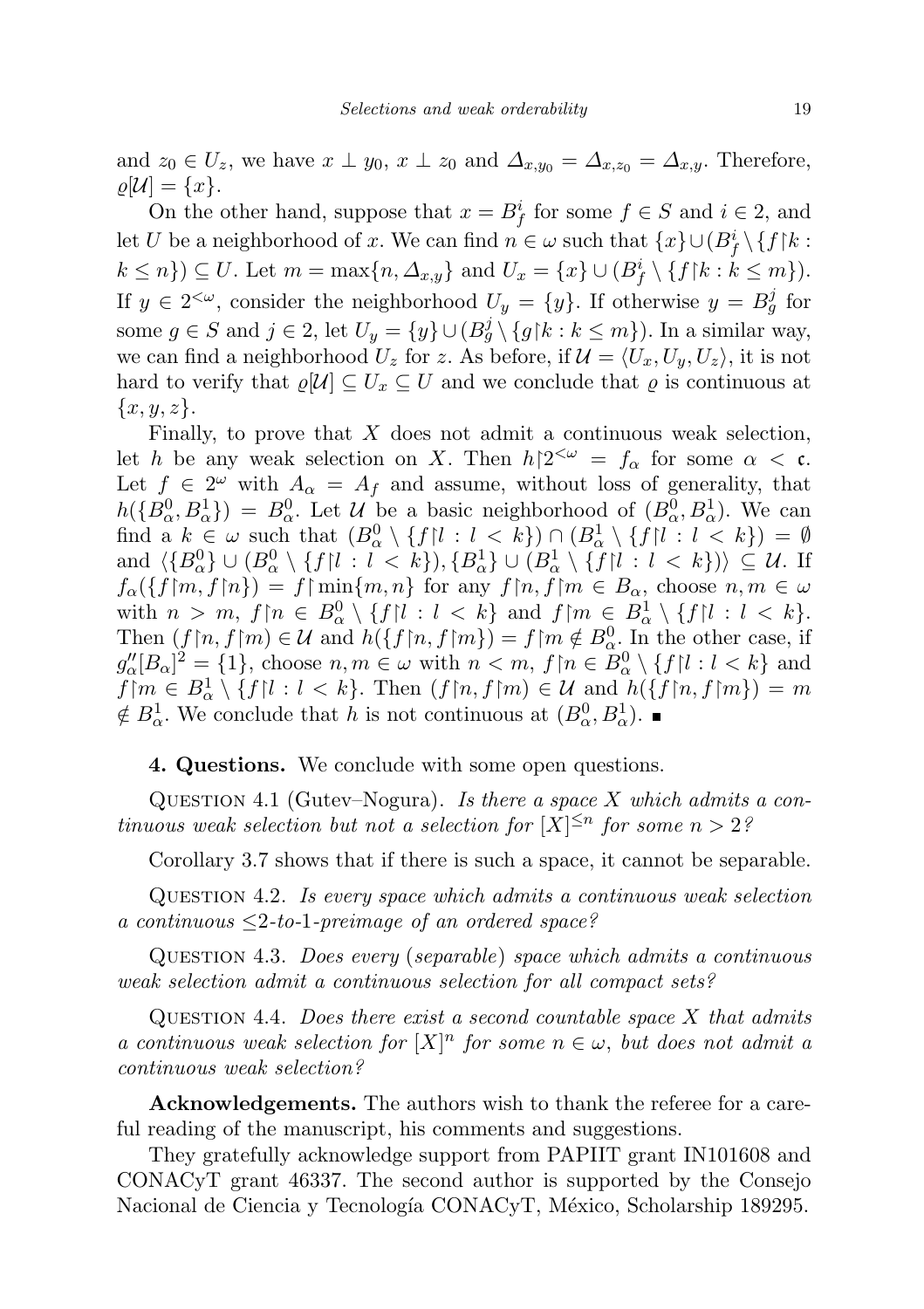and $z_0 \in U_z$, we have $x \perp y_0$, $x \perp z_0$ and $\Delta_{x,y_0} = \Delta_{x,z_0} = \Delta_{x,y}$. Therefore, $\varrho[\mathcal{U}] = \{x\}$.

On the other hand, suppose that $x = B^i_f$ for some $f \in S$ and $i \in 2$, and let $U$ be a neighborhood of $x$. We can find $n \in \omega$ such that $\{x\} \cup (B^i_f \setminus \{f{\restriction}k : k \leq n\}) \subseteq U$. Let $m = \max\{n, \Delta_{x,y}\}$ and $U_x = \{x\} \cup (B^i_f \setminus \{f{\restriction}k : k \leq m\})$. If $y \in 2^{<\omega}$, consider the neighborhood $U_y = \{y\}$. If otherwise $y = B^j_g$ for some $g \in S$ and $j \in 2$, let $U_y = \{y\} \cup (B^j_g \setminus \{g{\restriction}k : k \leq m\})$. In a similar way, we can find a neighborhood $U_z$ for $z$. As before, if $\mathcal{U} = \langle U_x, U_y, U_z\rangle$, it is not hard to verify that $\varrho[\mathcal{U}] \subseteq U_x \subseteq U$ and we conclude that $\varrho$ is continuous at $\{x, y, z\}$.

Finally, to prove that $X$ does not admit a continuous weak selection, let $h$ be any weak selection on $X$. Then $h{\restriction}2^{<\omega} = f_\alpha$ for some $\alpha < \mathfrak{c}$. Let $f \in 2^\omega$ with $A_\alpha = A_f$ and assume, without loss of generality, that $h(\{B^0_\alpha, B^1_\alpha\}) = B^0_\alpha$. Let $\mathcal{U}$ be a basic neighborhood of $(B^0_\alpha, B^1_\alpha)$. We can find a $k \in \omega$ such that $(B^0_\alpha \setminus \{f{\restriction}l : l < k\}) \cap (B^1_\alpha \setminus \{f{\restriction}l : l < k\}) = \emptyset$ and $\langle \{B^0_\alpha\} \cup (B^0_\alpha \setminus \{f{\restriction}l : l < k\}), \{B^1_\alpha\} \cup (B^1_\alpha \setminus \{f{\restriction}l : l < k\})\rangle \subseteq \mathcal{U}$. If $f_\alpha(\{f{\restriction}m, f{\restriction}n\}) = f{\restriction}\min\{m, n\}$ for any $f{\restriction}n, f{\restriction}m \in B_\alpha$, choose $n, m \in \omega$ with $n > m$, $f{\restriction}n \in B^0_\alpha \setminus \{f{\restriction}l : l < k\}$ and $f{\restriction}m \in B^1_\alpha \setminus \{f{\restriction}l : l < k\}$. Then $(f{\restriction}n, f{\restriction}m) \in \mathcal{U}$ and $h(\{f{\restriction}n, f{\restriction}m\}) = f{\restriction}m \notin B^0_\alpha$. In the other case, if $g''_\alpha[B_\alpha]^2 = \{1\}$, choose $n, m \in \omega$ with $n < m$, $f{\restriction}n \in B^0_\alpha \setminus \{f{\restriction}l : l < k\}$ and $f{\restriction}m \in B^1_\alpha \setminus \{f{\restriction}l : l < k\}$. Then $(f{\restriction}n, f{\restriction}m) \in \mathcal{U}$ and $h(\{f{\restriction}n, f{\restriction}m\}) = m \notin B^1_\alpha$. We conclude that $h$ is not continuous at $(B^0_\alpha, B^1_\alpha)$. ∎

**4. Questions.** We conclude with some open questions.

Question 4.1 (Gutev–Nogura). *Is there a space $X$ which admits a continuous weak selection but not a selection for $[X]^{\leq n}$ for some $n > 2$?*

Corollary 3.7 shows that if there is such a space, it cannot be separable.

Question 4.2. *Is every space which admits a continuous weak selection a continuous $\leq$2-to-1-preimage of an ordered space?*

Question 4.3. *Does every (separable) space which admits a continuous weak selection admit a continuous selection for all compact sets?*

Question 4.4. *Does there exist a second countable space $X$ that admits a continuous weak selection for $[X]^n$ for some $n \in \omega$, but does not admit a continuous weak selection?*

**Acknowledgements.** The authors wish to thank the referee for a careful reading of the manuscript, his comments and suggestions.

They gratefully acknowledge support from PAPIIT grant IN101608 and CONACyT grant 46337. The second author is supported by the Consejo Nacional de Ciencia y Tecnología CONACyT, México, Scholarship 189295.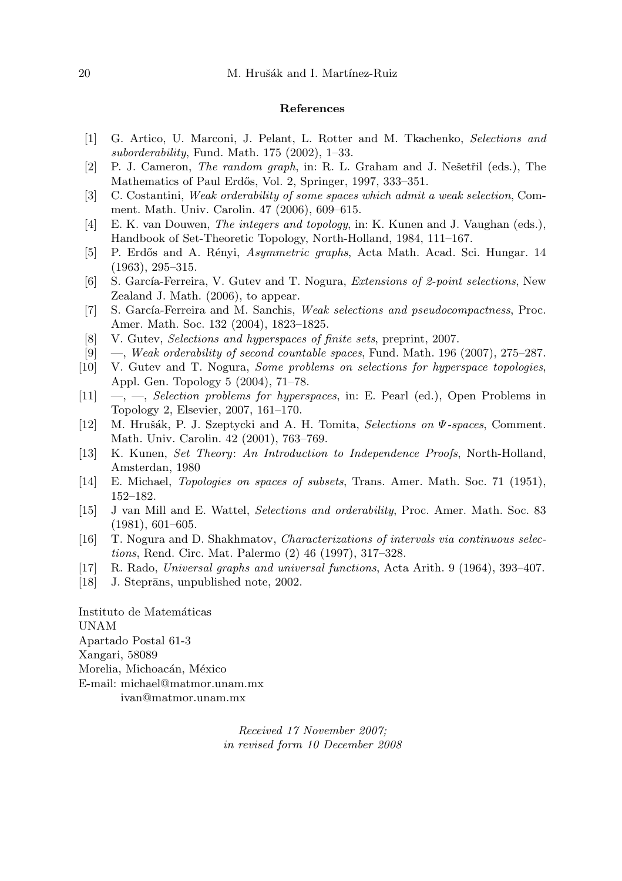## References

[1] G. Artico, U. Marconi, J. Pelant, L. Rotter and M. Tkachenko, *Selections and suborderability*, Fund. Math. 175 (2002), 1–33.

[2] P. J. Cameron, *The random graph*, in: R. L. Graham and J. Nešetřil (eds.), The Mathematics of Paul Erdős, Vol. 2, Springer, 1997, 333–351.

[3] C. Costantini, *Weak orderability of some spaces which admit a weak selection*, Comment. Math. Univ. Carolin. 47 (2006), 609–615.

[4] E. K. van Douwen, *The integers and topology*, in: K. Kunen and J. Vaughan (eds.), Handbook of Set-Theoretic Topology, North-Holland, 1984, 111–167.

[5] P. Erdős and A. Rényi, *Asymmetric graphs*, Acta Math. Acad. Sci. Hungar. 14 (1963), 295–315.

[6] S. García-Ferreira, V. Gutev and T. Nogura, *Extensions of 2-point selections*, New Zealand J. Math. (2006), to appear.

[7] S. García-Ferreira and M. Sanchis, *Weak selections and pseudocompactness*, Proc. Amer. Math. Soc. 132 (2004), 1823–1825.

[8] V. Gutev, *Selections and hyperspaces of finite sets*, preprint, 2007.

[9] —, *Weak orderability of second countable spaces*, Fund. Math. 196 (2007), 275–287.

[10] V. Gutev and T. Nogura, *Some problems on selections for hyperspace topologies*, Appl. Gen. Topology 5 (2004), 71–78.

[11] —, —, *Selection problems for hyperspaces*, in: E. Pearl (ed.), Open Problems in Topology 2, Elsevier, 2007, 161–170.

[12] M. Hrušák, P. J. Szeptycki and A. H. Tomita, *Selections on Ψ-spaces*, Comment. Math. Univ. Carolin. 42 (2001), 763–769.

[13] K. Kunen, *Set Theory: An Introduction to Independence Proofs*, North-Holland, Amsterdan, 1980

[14] E. Michael, *Topologies on spaces of subsets*, Trans. Amer. Math. Soc. 71 (1951), 152–182.

[15] J van Mill and E. Wattel, *Selections and orderability*, Proc. Amer. Math. Soc. 83 (1981), 601–605.

[16] T. Nogura and D. Shakhmatov, *Characterizations of intervals via continuous selections*, Rend. Circ. Mat. Palermo (2) 46 (1997), 317–328.

[17] R. Rado, *Universal graphs and universal functions*, Acta Arith. 9 (1964), 393–407.

[18] J. Steprāns, unpublished note, 2002.

Instituto de Matemáticas
UNAM
Apartado Postal 61-3
Xangari, 58089
Morelia, Michoacán, México
E-mail: michael@matmor.unam.mx
ivan@matmor.unam.mx

*Received 17 November 2007;*
*in revised form 10 December 2008*